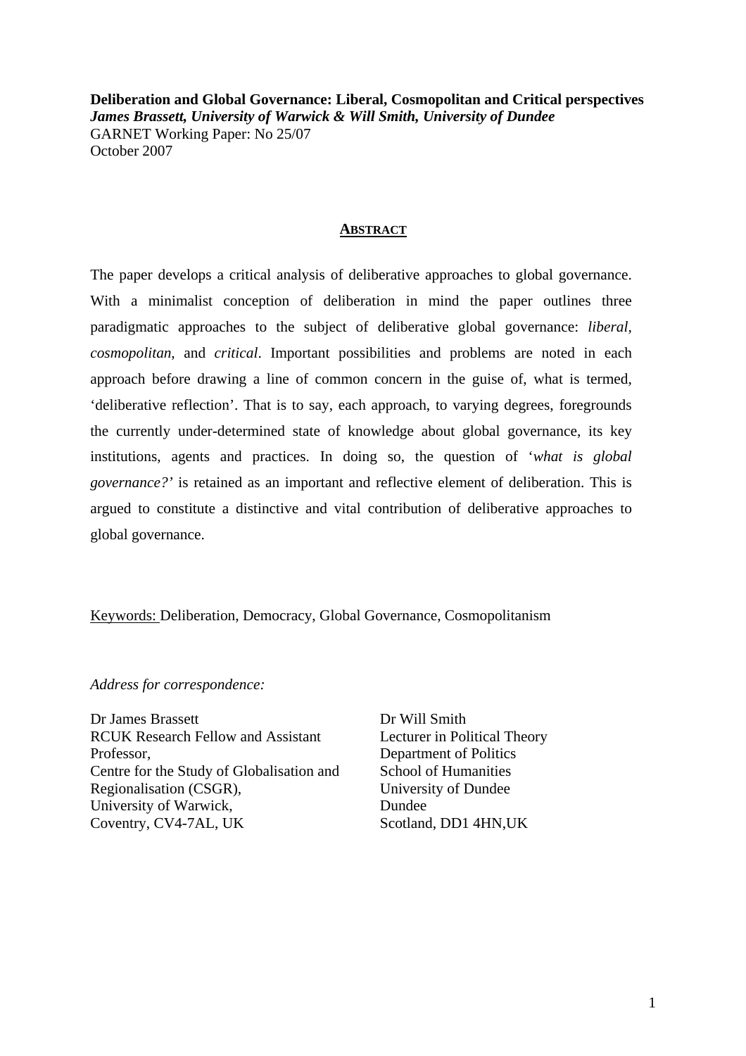**Deliberation and Global Governance: Liberal, Cosmopolitan and Critical perspectives**
***James Brassett, University of Warwick & Will Smith, University of Dundee***
GARNET Working Paper: No 25/07
October 2007

## ABSTRACT

The paper develops a critical analysis of deliberative approaches to global governance. With a minimalist conception of deliberation in mind the paper outlines three paradigmatic approaches to the subject of deliberative global governance: *liberal*, *cosmopolitan*, and *critical*. Important possibilities and problems are noted in each approach before drawing a line of common concern in the guise of, what is termed, 'deliberative reflection'. That is to say, each approach, to varying degrees, foregrounds the currently under-determined state of knowledge about global governance, its key institutions, agents and practices. In doing so, the question of '*what is global governance?*' is retained as an important and reflective element of deliberation. This is argued to constitute a distinctive and vital contribution of deliberative approaches to global governance.

Keywords: Deliberation, Democracy, Global Governance, Cosmopolitanism

*Address for correspondence:*

Dr James Brassett
RCUK Research Fellow and Assistant Professor,
Centre for the Study of Globalisation and Regionalisation (CSGR),
University of Warwick,
Coventry, CV4-7AL, UK

Dr Will Smith
Lecturer in Political Theory
Department of Politics
School of Humanities
University of Dundee
Dundee
Scotland, DD1 4HN,UK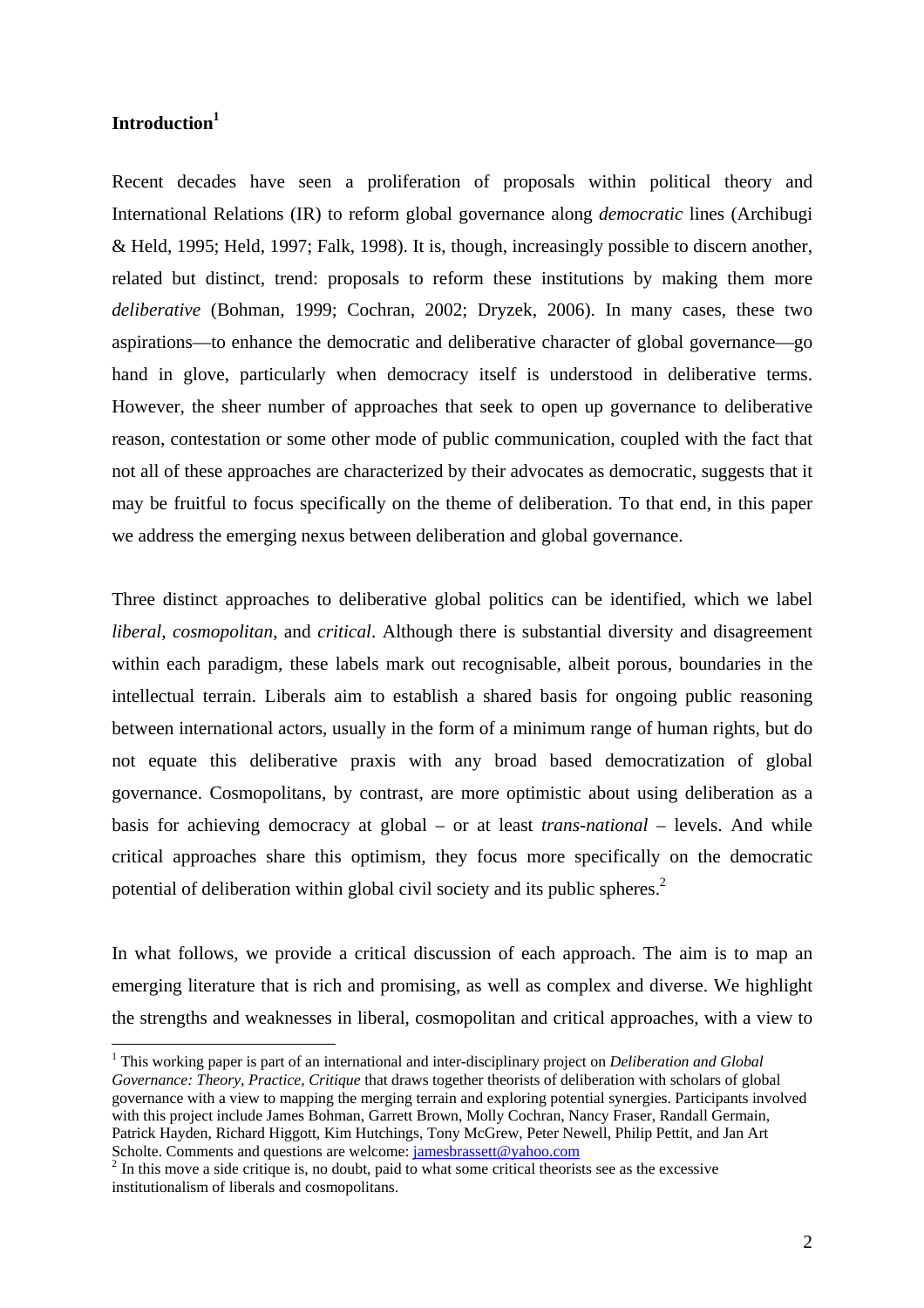**Introduction**[1]

Recent decades have seen a proliferation of proposals within political theory and International Relations (IR) to reform global governance along *democratic* lines (Archibugi & Held, 1995; Held, 1997; Falk, 1998). It is, though, increasingly possible to discern another, related but distinct, trend: proposals to reform these institutions by making them more *deliberative* (Bohman, 1999; Cochran, 2002; Dryzek, 2006). In many cases, these two aspirations—to enhance the democratic and deliberative character of global governance—go hand in glove, particularly when democracy itself is understood in deliberative terms. However, the sheer number of approaches that seek to open up governance to deliberative reason, contestation or some other mode of public communication, coupled with the fact that not all of these approaches are characterized by their advocates as democratic, suggests that it may be fruitful to focus specifically on the theme of deliberation. To that end, in this paper we address the emerging nexus between deliberation and global governance.

Three distinct approaches to deliberative global politics can be identified, which we label *liberal*, *cosmopolitan*, and *critical*. Although there is substantial diversity and disagreement within each paradigm, these labels mark out recognisable, albeit porous, boundaries in the intellectual terrain. Liberals aim to establish a shared basis for ongoing public reasoning between international actors, usually in the form of a minimum range of human rights, but do not equate this deliberative praxis with any broad based democratization of global governance. Cosmopolitans, by contrast, are more optimistic about using deliberation as a basis for achieving democracy at global – or at least *trans-national* – levels. And while critical approaches share this optimism, they focus more specifically on the democratic potential of deliberation within global civil society and its public spheres.[2]

In what follows, we provide a critical discussion of each approach. The aim is to map an emerging literature that is rich and promising, as well as complex and diverse. We highlight the strengths and weaknesses in liberal, cosmopolitan and critical approaches, with a view to

---

[1] This working paper is part of an international and inter-disciplinary project on *Deliberation and Global Governance: Theory, Practice, Critique* that draws together theorists of deliberation with scholars of global governance with a view to mapping the merging terrain and exploring potential synergies. Participants involved with this project include James Bohman, Garrett Brown, Molly Cochran, Nancy Fraser, Randall Germain, Patrick Hayden, Richard Higgott, Kim Hutchings, Tony McGrew, Peter Newell, Philip Pettit, and Jan Art Scholte. Comments and questions are welcome: jamesbrassett@yahoo.com

[2] In this move a side critique is, no doubt, paid to what some critical theorists see as the excessive institutionalism of liberals and cosmopolitans.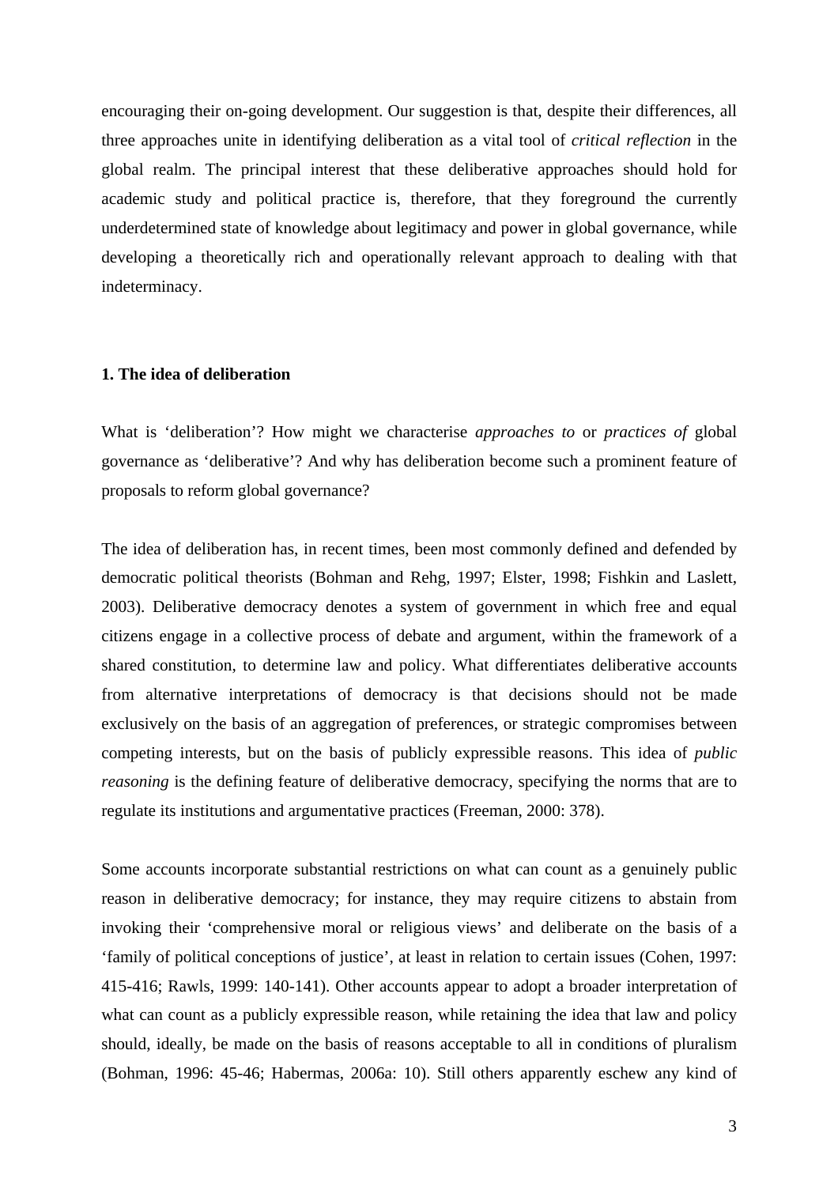encouraging their on-going development. Our suggestion is that, despite their differences, all three approaches unite in identifying deliberation as a vital tool of *critical reflection* in the global realm. The principal interest that these deliberative approaches should hold for academic study and political practice is, therefore, that they foreground the currently underdetermined state of knowledge about legitimacy and power in global governance, while developing a theoretically rich and operationally relevant approach to dealing with that indeterminacy.

## 1. The idea of deliberation

What is 'deliberation'? How might we characterise *approaches to* or *practices of* global governance as 'deliberative'? And why has deliberation become such a prominent feature of proposals to reform global governance?

The idea of deliberation has, in recent times, been most commonly defined and defended by democratic political theorists (Bohman and Rehg, 1997; Elster, 1998; Fishkin and Laslett, 2003). Deliberative democracy denotes a system of government in which free and equal citizens engage in a collective process of debate and argument, within the framework of a shared constitution, to determine law and policy. What differentiates deliberative accounts from alternative interpretations of democracy is that decisions should not be made exclusively on the basis of an aggregation of preferences, or strategic compromises between competing interests, but on the basis of publicly expressible reasons. This idea of *public reasoning* is the defining feature of deliberative democracy, specifying the norms that are to regulate its institutions and argumentative practices (Freeman, 2000: 378).

Some accounts incorporate substantial restrictions on what can count as a genuinely public reason in deliberative democracy; for instance, they may require citizens to abstain from invoking their 'comprehensive moral or religious views' and deliberate on the basis of a 'family of political conceptions of justice', at least in relation to certain issues (Cohen, 1997: 415-416; Rawls, 1999: 140-141). Other accounts appear to adopt a broader interpretation of what can count as a publicly expressible reason, while retaining the idea that law and policy should, ideally, be made on the basis of reasons acceptable to all in conditions of pluralism (Bohman, 1996: 45-46; Habermas, 2006a: 10). Still others apparently eschew any kind of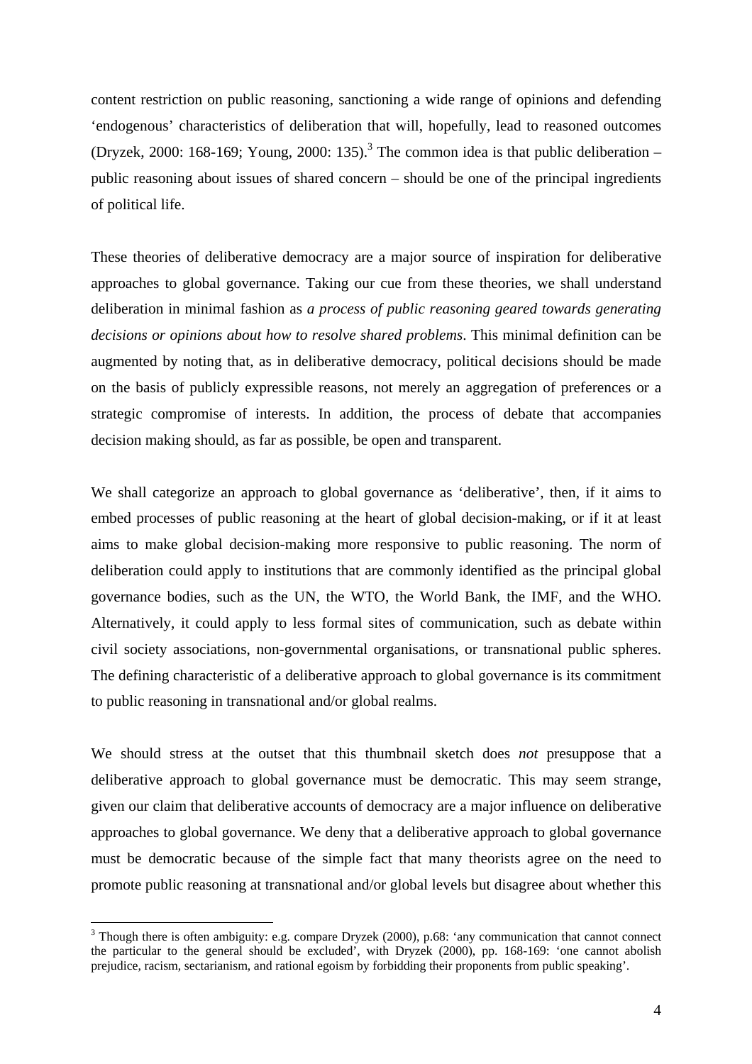content restriction on public reasoning, sanctioning a wide range of opinions and defending 'endogenous' characteristics of deliberation that will, hopefully, lead to reasoned outcomes (Dryzek, 2000: 168-169; Young, 2000: 135).[3] The common idea is that public deliberation – public reasoning about issues of shared concern – should be one of the principal ingredients of political life.

These theories of deliberative democracy are a major source of inspiration for deliberative approaches to global governance. Taking our cue from these theories, we shall understand deliberation in minimal fashion as *a process of public reasoning geared towards generating decisions or opinions about how to resolve shared problems*. This minimal definition can be augmented by noting that, as in deliberative democracy, political decisions should be made on the basis of publicly expressible reasons, not merely an aggregation of preferences or a strategic compromise of interests. In addition, the process of debate that accompanies decision making should, as far as possible, be open and transparent.

We shall categorize an approach to global governance as 'deliberative', then, if it aims to embed processes of public reasoning at the heart of global decision-making, or if it at least aims to make global decision-making more responsive to public reasoning. The norm of deliberation could apply to institutions that are commonly identified as the principal global governance bodies, such as the UN, the WTO, the World Bank, the IMF, and the WHO. Alternatively, it could apply to less formal sites of communication, such as debate within civil society associations, non-governmental organisations, or transnational public spheres. The defining characteristic of a deliberative approach to global governance is its commitment to public reasoning in transnational and/or global realms.

We should stress at the outset that this thumbnail sketch does *not* presuppose that a deliberative approach to global governance must be democratic. This may seem strange, given our claim that deliberative accounts of democracy are a major influence on deliberative approaches to global governance. We deny that a deliberative approach to global governance must be democratic because of the simple fact that many theorists agree on the need to promote public reasoning at transnational and/or global levels but disagree about whether this

[3] Though there is often ambiguity: e.g. compare Dryzek (2000), p.68: 'any communication that cannot connect the particular to the general should be excluded', with Dryzek (2000), pp. 168-169: 'one cannot abolish prejudice, racism, sectarianism, and rational egoism by forbidding their proponents from public speaking'.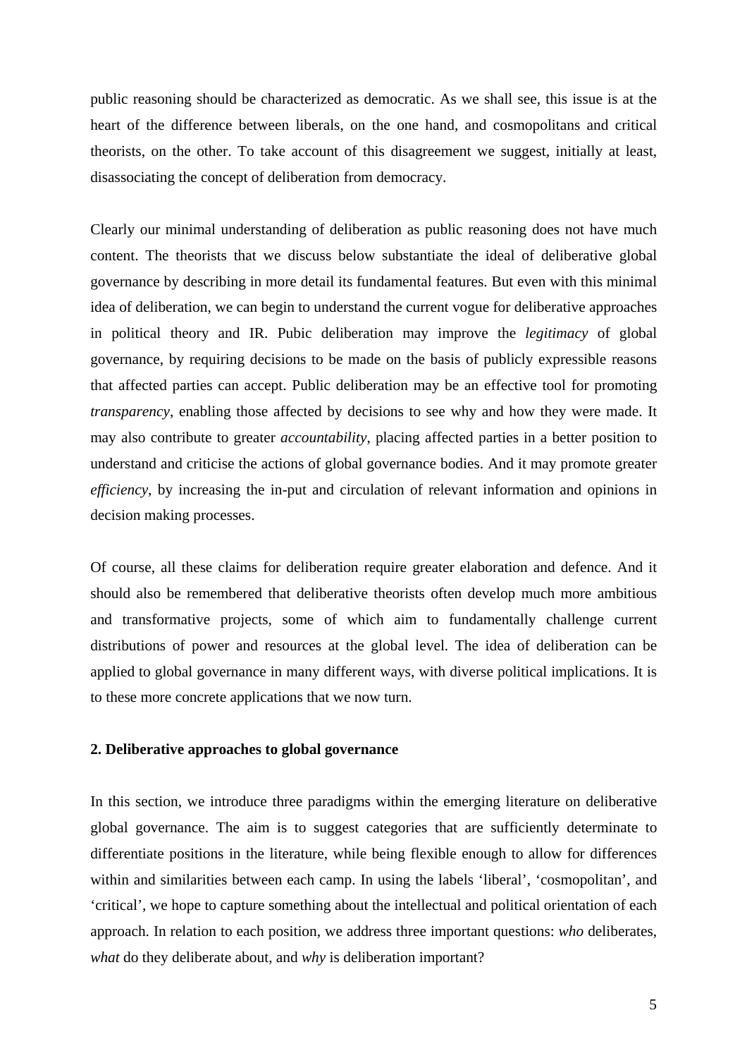public reasoning should be characterized as democratic. As we shall see, this issue is at the heart of the difference between liberals, on the one hand, and cosmopolitans and critical theorists, on the other. To take account of this disagreement we suggest, initially at least, disassociating the concept of deliberation from democracy.

Clearly our minimal understanding of deliberation as public reasoning does not have much content. The theorists that we discuss below substantiate the ideal of deliberative global governance by describing in more detail its fundamental features. But even with this minimal idea of deliberation, we can begin to understand the current vogue for deliberative approaches in political theory and IR. Pubic deliberation may improve the *legitimacy* of global governance, by requiring decisions to be made on the basis of publicly expressible reasons that affected parties can accept. Public deliberation may be an effective tool for promoting *transparency*, enabling those affected by decisions to see why and how they were made. It may also contribute to greater *accountability*, placing affected parties in a better position to understand and criticise the actions of global governance bodies. And it may promote greater *efficiency*, by increasing the in-put and circulation of relevant information and opinions in decision making processes.

Of course, all these claims for deliberation require greater elaboration and defence. And it should also be remembered that deliberative theorists often develop much more ambitious and transformative projects, some of which aim to fundamentally challenge current distributions of power and resources at the global level. The idea of deliberation can be applied to global governance in many different ways, with diverse political implications. It is to these more concrete applications that we now turn.

## 2. Deliberative approaches to global governance

In this section, we introduce three paradigms within the emerging literature on deliberative global governance. The aim is to suggest categories that are sufficiently determinate to differentiate positions in the literature, while being flexible enough to allow for differences within and similarities between each camp. In using the labels 'liberal', 'cosmopolitan', and 'critical', we hope to capture something about the intellectual and political orientation of each approach. In relation to each position, we address three important questions: *who* deliberates, *what* do they deliberate about, and *why* is deliberation important?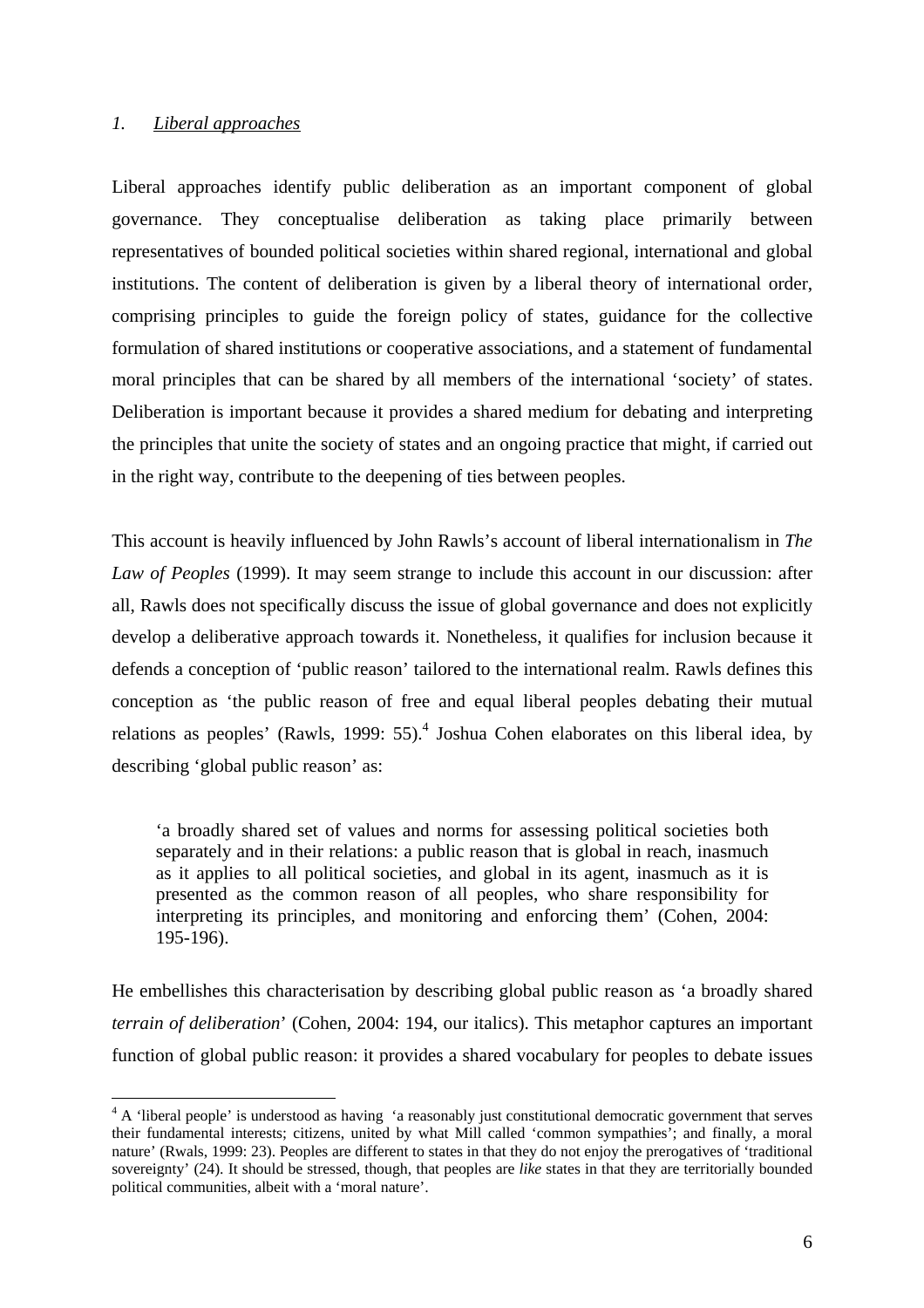## *1. Liberal approaches*

Liberal approaches identify public deliberation as an important component of global governance. They conceptualise deliberation as taking place primarily between representatives of bounded political societies within shared regional, international and global institutions. The content of deliberation is given by a liberal theory of international order, comprising principles to guide the foreign policy of states, guidance for the collective formulation of shared institutions or cooperative associations, and a statement of fundamental moral principles that can be shared by all members of the international 'society' of states. Deliberation is important because it provides a shared medium for debating and interpreting the principles that unite the society of states and an ongoing practice that might, if carried out in the right way, contribute to the deepening of ties between peoples.

This account is heavily influenced by John Rawls's account of liberal internationalism in *The Law of Peoples* (1999). It may seem strange to include this account in our discussion: after all, Rawls does not specifically discuss the issue of global governance and does not explicitly develop a deliberative approach towards it. Nonetheless, it qualifies for inclusion because it defends a conception of 'public reason' tailored to the international realm. Rawls defines this conception as 'the public reason of free and equal liberal peoples debating their mutual relations as peoples' (Rawls, 1999: 55).[4] Joshua Cohen elaborates on this liberal idea, by describing 'global public reason' as:

> 'a broadly shared set of values and norms for assessing political societies both separately and in their relations: a public reason that is global in reach, inasmuch as it applies to all political societies, and global in its agent, inasmuch as it is presented as the common reason of all peoples, who share responsibility for interpreting its principles, and monitoring and enforcing them' (Cohen, 2004: 195-196).

He embellishes this characterisation by describing global public reason as 'a broadly shared *terrain of deliberation*' (Cohen, 2004: 194, our italics). This metaphor captures an important function of global public reason: it provides a shared vocabulary for peoples to debate issues

---

[4] A 'liberal people' is understood as having 'a reasonably just constitutional democratic government that serves their fundamental interests; citizens, united by what Mill called 'common sympathies'; and finally, a moral nature' (Rwals, 1999: 23). Peoples are different to states in that they do not enjoy the prerogatives of 'traditional sovereignty' (24). It should be stressed, though, that peoples are *like* states in that they are territorially bounded political communities, albeit with a 'moral nature'.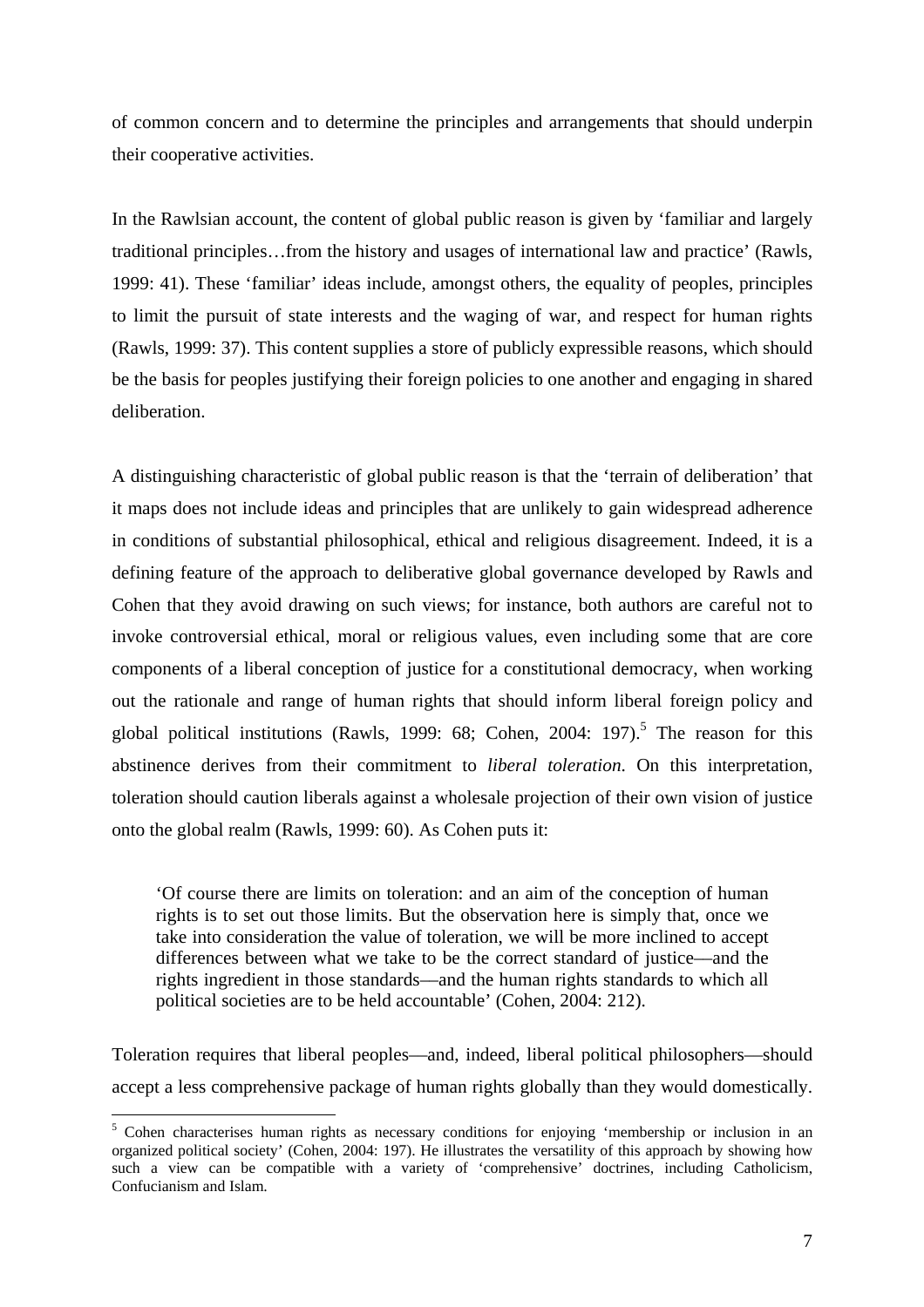of common concern and to determine the principles and arrangements that should underpin their cooperative activities.

In the Rawlsian account, the content of global public reason is given by 'familiar and largely traditional principles…from the history and usages of international law and practice' (Rawls, 1999: 41). These 'familiar' ideas include, amongst others, the equality of peoples, principles to limit the pursuit of state interests and the waging of war, and respect for human rights (Rawls, 1999: 37). This content supplies a store of publicly expressible reasons, which should be the basis for peoples justifying their foreign policies to one another and engaging in shared deliberation.

A distinguishing characteristic of global public reason is that the 'terrain of deliberation' that it maps does not include ideas and principles that are unlikely to gain widespread adherence in conditions of substantial philosophical, ethical and religious disagreement. Indeed, it is a defining feature of the approach to deliberative global governance developed by Rawls and Cohen that they avoid drawing on such views; for instance, both authors are careful not to invoke controversial ethical, moral or religious values, even including some that are core components of a liberal conception of justice for a constitutional democracy, when working out the rationale and range of human rights that should inform liberal foreign policy and global political institutions (Rawls, 1999: 68; Cohen, 2004: 197).[5] The reason for this abstinence derives from their commitment to *liberal toleration*. On this interpretation, toleration should caution liberals against a wholesale projection of their own vision of justice onto the global realm (Rawls, 1999: 60). As Cohen puts it:

> 'Of course there are limits on toleration: and an aim of the conception of human rights is to set out those limits. But the observation here is simply that, once we take into consideration the value of toleration, we will be more inclined to accept differences between what we take to be the correct standard of justice—and the rights ingredient in those standards—and the human rights standards to which all political societies are to be held accountable' (Cohen, 2004: 212).

Toleration requires that liberal peoples—and, indeed, liberal political philosophers—should accept a less comprehensive package of human rights globally than they would domestically.

[5] Cohen characterises human rights as necessary conditions for enjoying 'membership or inclusion in an organized political society' (Cohen, 2004: 197). He illustrates the versatility of this approach by showing how such a view can be compatible with a variety of 'comprehensive' doctrines, including Catholicism, Confucianism and Islam.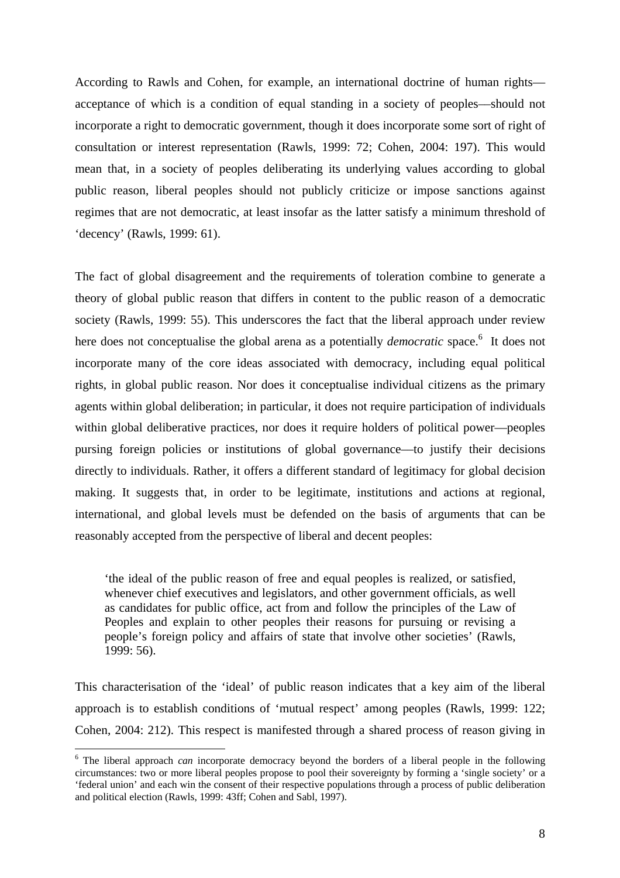According to Rawls and Cohen, for example, an international doctrine of human rights—acceptance of which is a condition of equal standing in a society of peoples—should not incorporate a right to democratic government, though it does incorporate some sort of right of consultation or interest representation (Rawls, 1999: 72; Cohen, 2004: 197). This would mean that, in a society of peoples deliberating its underlying values according to global public reason, liberal peoples should not publicly criticize or impose sanctions against regimes that are not democratic, at least insofar as the latter satisfy a minimum threshold of 'decency' (Rawls, 1999: 61).

The fact of global disagreement and the requirements of toleration combine to generate a theory of global public reason that differs in content to the public reason of a democratic society (Rawls, 1999: 55). This underscores the fact that the liberal approach under review here does not conceptualise the global arena as a potentially *democratic* space.[6] It does not incorporate many of the core ideas associated with democracy, including equal political rights, in global public reason. Nor does it conceptualise individual citizens as the primary agents within global deliberation; in particular, it does not require participation of individuals within global deliberative practices, nor does it require holders of political power—peoples pursuing foreign policies or institutions of global governance—to justify their decisions directly to individuals. Rather, it offers a different standard of legitimacy for global decision making. It suggests that, in order to be legitimate, institutions and actions at regional, international, and global levels must be defended on the basis of arguments that can be reasonably accepted from the perspective of liberal and decent peoples:

> 'the ideal of the public reason of free and equal peoples is realized, or satisfied, whenever chief executives and legislators, and other government officials, as well as candidates for public office, act from and follow the principles of the Law of Peoples and explain to other peoples their reasons for pursuing or revising a people's foreign policy and affairs of state that involve other societies' (Rawls, 1999: 56).

This characterisation of the 'ideal' of public reason indicates that a key aim of the liberal approach is to establish conditions of 'mutual respect' among peoples (Rawls, 1999: 122; Cohen, 2004: 212). This respect is manifested through a shared process of reason giving in

[6] The liberal approach *can* incorporate democracy beyond the borders of a liberal people in the following circumstances: two or more liberal peoples propose to pool their sovereignty by forming a 'single society' or a 'federal union' and each win the consent of their respective populations through a process of public deliberation and political election (Rawls, 1999: 43ff; Cohen and Sabl, 1997).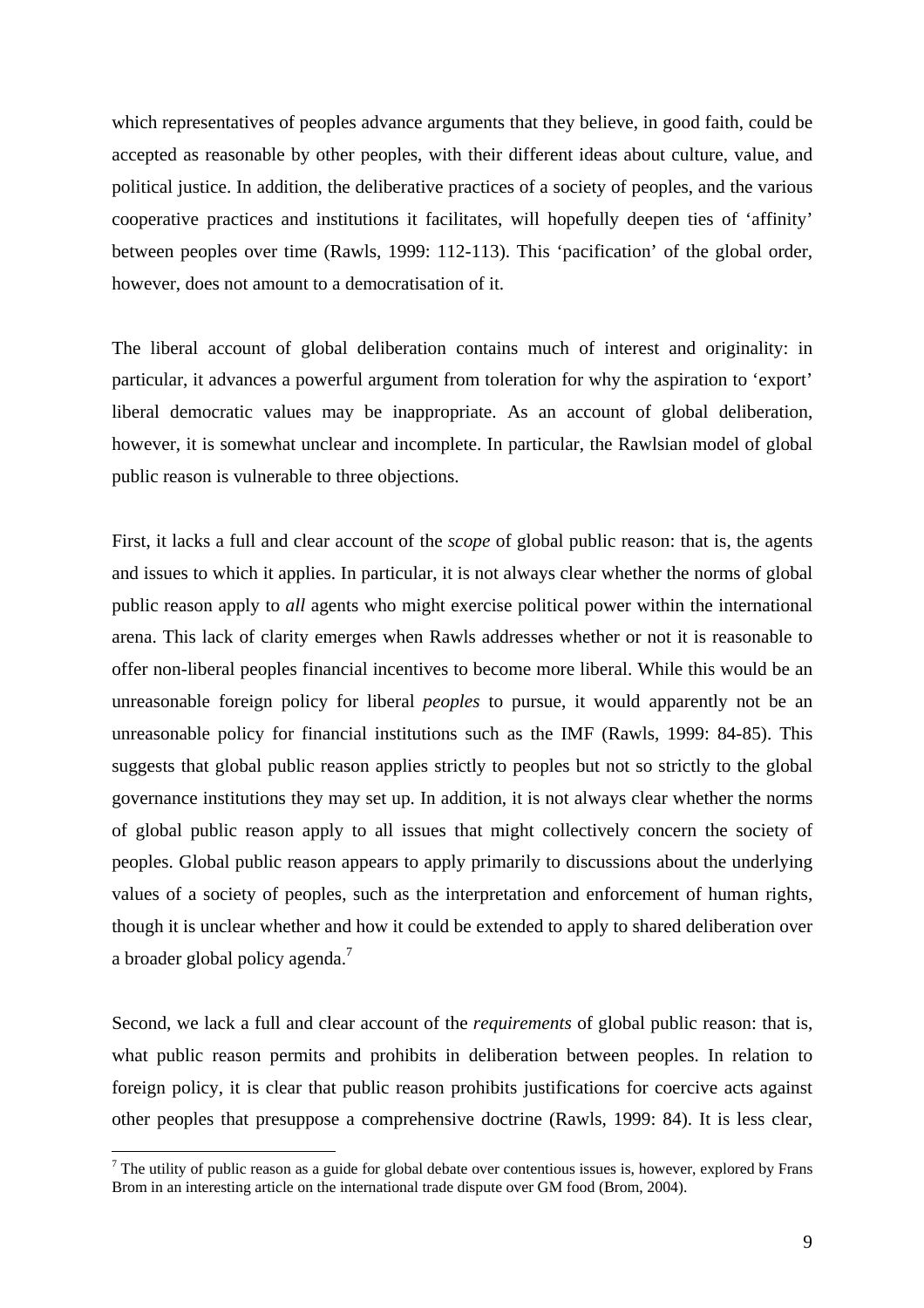which representatives of peoples advance arguments that they believe, in good faith, could be accepted as reasonable by other peoples, with their different ideas about culture, value, and political justice. In addition, the deliberative practices of a society of peoples, and the various cooperative practices and institutions it facilitates, will hopefully deepen ties of 'affinity' between peoples over time (Rawls, 1999: 112-113). This 'pacification' of the global order, however, does not amount to a democratisation of it.

The liberal account of global deliberation contains much of interest and originality: in particular, it advances a powerful argument from toleration for why the aspiration to 'export' liberal democratic values may be inappropriate. As an account of global deliberation, however, it is somewhat unclear and incomplete. In particular, the Rawlsian model of global public reason is vulnerable to three objections.

First, it lacks a full and clear account of the *scope* of global public reason: that is, the agents and issues to which it applies. In particular, it is not always clear whether the norms of global public reason apply to *all* agents who might exercise political power within the international arena. This lack of clarity emerges when Rawls addresses whether or not it is reasonable to offer non-liberal peoples financial incentives to become more liberal. While this would be an unreasonable foreign policy for liberal *peoples* to pursue, it would apparently not be an unreasonable policy for financial institutions such as the IMF (Rawls, 1999: 84-85). This suggests that global public reason applies strictly to peoples but not so strictly to the global governance institutions they may set up. In addition, it is not always clear whether the norms of global public reason apply to all issues that might collectively concern the society of peoples. Global public reason appears to apply primarily to discussions about the underlying values of a society of peoples, such as the interpretation and enforcement of human rights, though it is unclear whether and how it could be extended to apply to shared deliberation over a broader global policy agenda.[7]

Second, we lack a full and clear account of the *requirements* of global public reason: that is, what public reason permits and prohibits in deliberation between peoples. In relation to foreign policy, it is clear that public reason prohibits justifications for coercive acts against other peoples that presuppose a comprehensive doctrine (Rawls, 1999: 84). It is less clear,

[7] The utility of public reason as a guide for global debate over contentious issues is, however, explored by Frans Brom in an interesting article on the international trade dispute over GM food (Brom, 2004).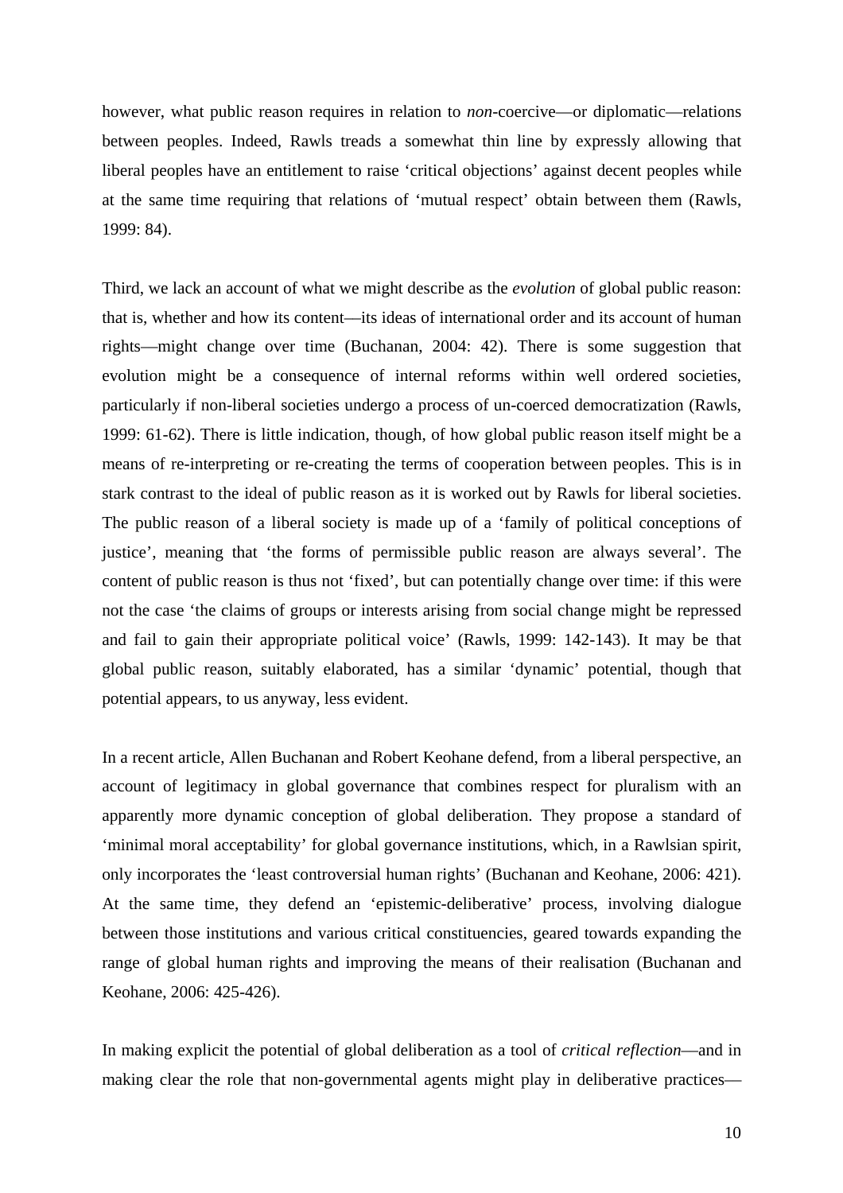however, what public reason requires in relation to *non*-coercive—or diplomatic—relations between peoples. Indeed, Rawls treads a somewhat thin line by expressly allowing that liberal peoples have an entitlement to raise 'critical objections' against decent peoples while at the same time requiring that relations of 'mutual respect' obtain between them (Rawls, 1999: 84).

Third, we lack an account of what we might describe as the *evolution* of global public reason: that is, whether and how its content—its ideas of international order and its account of human rights—might change over time (Buchanan, 2004: 42). There is some suggestion that evolution might be a consequence of internal reforms within well ordered societies, particularly if non-liberal societies undergo a process of un-coerced democratization (Rawls, 1999: 61-62). There is little indication, though, of how global public reason itself might be a means of re-interpreting or re-creating the terms of cooperation between peoples. This is in stark contrast to the ideal of public reason as it is worked out by Rawls for liberal societies. The public reason of a liberal society is made up of a 'family of political conceptions of justice', meaning that 'the forms of permissible public reason are always several'. The content of public reason is thus not 'fixed', but can potentially change over time: if this were not the case 'the claims of groups or interests arising from social change might be repressed and fail to gain their appropriate political voice' (Rawls, 1999: 142-143). It may be that global public reason, suitably elaborated, has a similar 'dynamic' potential, though that potential appears, to us anyway, less evident.

In a recent article, Allen Buchanan and Robert Keohane defend, from a liberal perspective, an account of legitimacy in global governance that combines respect for pluralism with an apparently more dynamic conception of global deliberation. They propose a standard of 'minimal moral acceptability' for global governance institutions, which, in a Rawlsian spirit, only incorporates the 'least controversial human rights' (Buchanan and Keohane, 2006: 421). At the same time, they defend an 'epistemic-deliberative' process, involving dialogue between those institutions and various critical constituencies, geared towards expanding the range of global human rights and improving the means of their realisation (Buchanan and Keohane, 2006: 425-426).

In making explicit the potential of global deliberation as a tool of *critical reflection*—and in making clear the role that non-governmental agents might play in deliberative practices—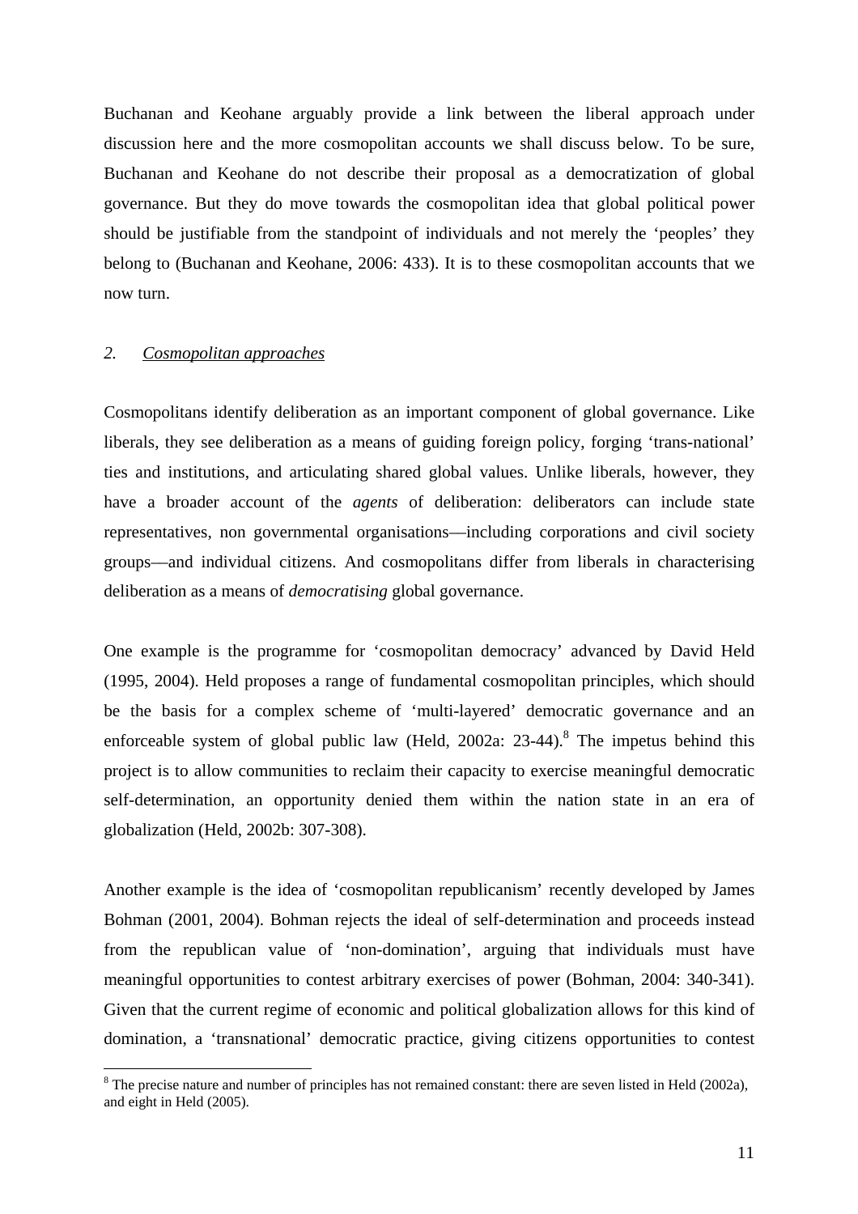Buchanan and Keohane arguably provide a link between the liberal approach under discussion here and the more cosmopolitan accounts we shall discuss below. To be sure, Buchanan and Keohane do not describe their proposal as a democratization of global governance. But they do move towards the cosmopolitan idea that global political power should be justifiable from the standpoint of individuals and not merely the 'peoples' they belong to (Buchanan and Keohane, 2006: 433). It is to these cosmopolitan accounts that we now turn.

## *2. Cosmopolitan approaches*

Cosmopolitans identify deliberation as an important component of global governance. Like liberals, they see deliberation as a means of guiding foreign policy, forging 'trans-national' ties and institutions, and articulating shared global values. Unlike liberals, however, they have a broader account of the *agents* of deliberation: deliberators can include state representatives, non governmental organisations—including corporations and civil society groups—and individual citizens. And cosmopolitans differ from liberals in characterising deliberation as a means of *democratising* global governance.

One example is the programme for 'cosmopolitan democracy' advanced by David Held (1995, 2004). Held proposes a range of fundamental cosmopolitan principles, which should be the basis for a complex scheme of 'multi-layered' democratic governance and an enforceable system of global public law (Held, 2002a: 23-44).[8] The impetus behind this project is to allow communities to reclaim their capacity to exercise meaningful democratic self-determination, an opportunity denied them within the nation state in an era of globalization (Held, 2002b: 307-308).

Another example is the idea of 'cosmopolitan republicanism' recently developed by James Bohman (2001, 2004). Bohman rejects the ideal of self-determination and proceeds instead from the republican value of 'non-domination', arguing that individuals must have meaningful opportunities to contest arbitrary exercises of power (Bohman, 2004: 340-341). Given that the current regime of economic and political globalization allows for this kind of domination, a 'transnational' democratic practice, giving citizens opportunities to contest

---

[8] The precise nature and number of principles has not remained constant: there are seven listed in Held (2002a), and eight in Held (2005).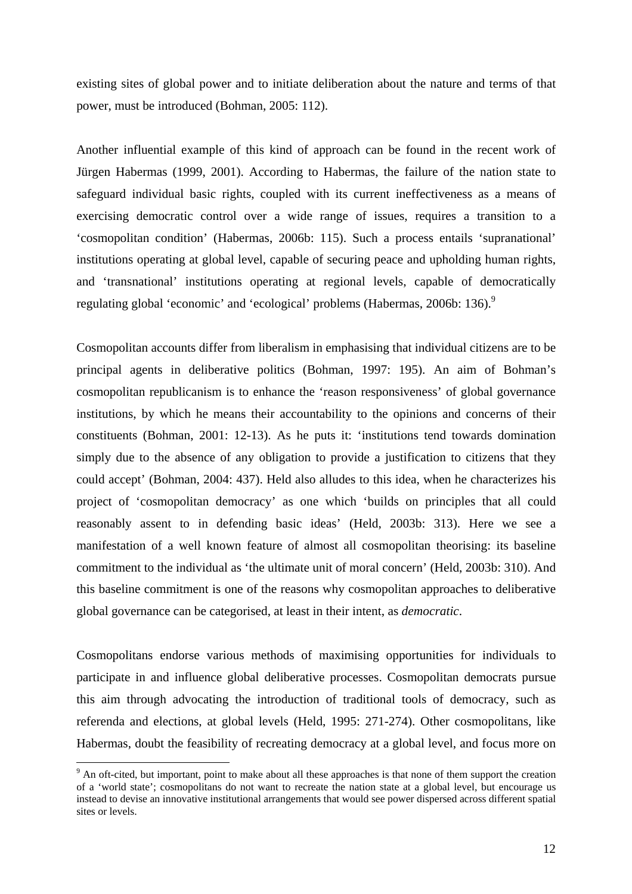existing sites of global power and to initiate deliberation about the nature and terms of that power, must be introduced (Bohman, 2005: 112).

Another influential example of this kind of approach can be found in the recent work of Jürgen Habermas (1999, 2001). According to Habermas, the failure of the nation state to safeguard individual basic rights, coupled with its current ineffectiveness as a means of exercising democratic control over a wide range of issues, requires a transition to a 'cosmopolitan condition' (Habermas, 2006b: 115). Such a process entails 'supranational' institutions operating at global level, capable of securing peace and upholding human rights, and 'transnational' institutions operating at regional levels, capable of democratically regulating global 'economic' and 'ecological' problems (Habermas, 2006b: 136).[9]

Cosmopolitan accounts differ from liberalism in emphasising that individual citizens are to be principal agents in deliberative politics (Bohman, 1997: 195). An aim of Bohman's cosmopolitan republicanism is to enhance the 'reason responsiveness' of global governance institutions, by which he means their accountability to the opinions and concerns of their constituents (Bohman, 2001: 12-13). As he puts it: 'institutions tend towards domination simply due to the absence of any obligation to provide a justification to citizens that they could accept' (Bohman, 2004: 437). Held also alludes to this idea, when he characterizes his project of 'cosmopolitan democracy' as one which 'builds on principles that all could reasonably assent to in defending basic ideas' (Held, 2003b: 313). Here we see a manifestation of a well known feature of almost all cosmopolitan theorising: its baseline commitment to the individual as 'the ultimate unit of moral concern' (Held, 2003b: 310). And this baseline commitment is one of the reasons why cosmopolitan approaches to deliberative global governance can be categorised, at least in their intent, as *democratic*.

Cosmopolitans endorse various methods of maximising opportunities for individuals to participate in and influence global deliberative processes. Cosmopolitan democrats pursue this aim through advocating the introduction of traditional tools of democracy, such as referenda and elections, at global levels (Held, 1995: 271-274). Other cosmopolitans, like Habermas, doubt the feasibility of recreating democracy at a global level, and focus more on

[9] An oft-cited, but important, point to make about all these approaches is that none of them support the creation of a 'world state'; cosmopolitans do not want to recreate the nation state at a global level, but encourage us instead to devise an innovative institutional arrangements that would see power dispersed across different spatial sites or levels.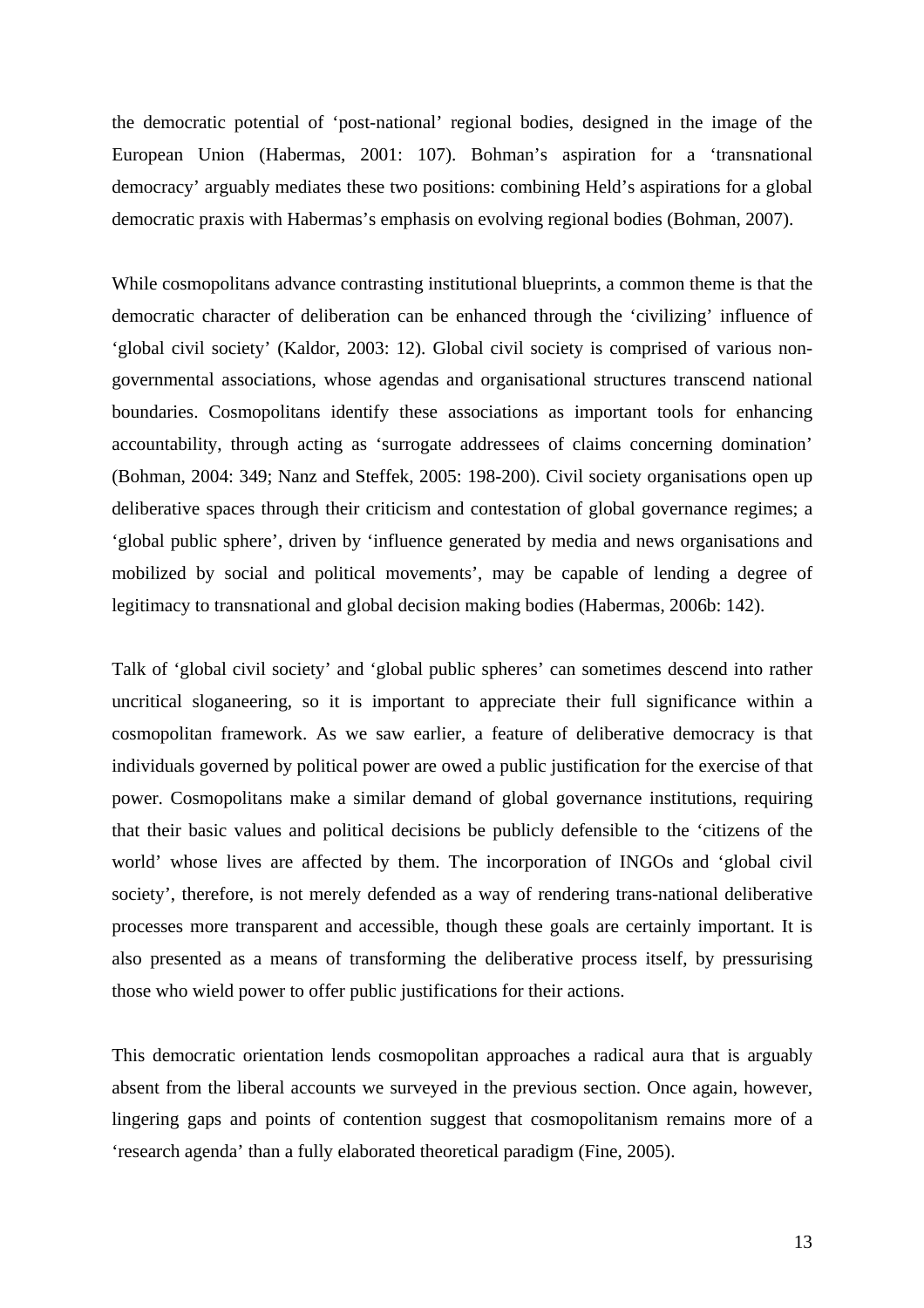the democratic potential of 'post-national' regional bodies, designed in the image of the European Union (Habermas, 2001: 107). Bohman's aspiration for a 'transnational democracy' arguably mediates these two positions: combining Held's aspirations for a global democratic praxis with Habermas's emphasis on evolving regional bodies (Bohman, 2007).

While cosmopolitans advance contrasting institutional blueprints, a common theme is that the democratic character of deliberation can be enhanced through the 'civilizing' influence of 'global civil society' (Kaldor, 2003: 12). Global civil society is comprised of various non-governmental associations, whose agendas and organisational structures transcend national boundaries. Cosmopolitans identify these associations as important tools for enhancing accountability, through acting as 'surrogate addressees of claims concerning domination' (Bohman, 2004: 349; Nanz and Steffek, 2005: 198-200). Civil society organisations open up deliberative spaces through their criticism and contestation of global governance regimes; a 'global public sphere', driven by 'influence generated by media and news organisations and mobilized by social and political movements', may be capable of lending a degree of legitimacy to transnational and global decision making bodies (Habermas, 2006b: 142).

Talk of 'global civil society' and 'global public spheres' can sometimes descend into rather uncritical sloganeering, so it is important to appreciate their full significance within a cosmopolitan framework. As we saw earlier, a feature of deliberative democracy is that individuals governed by political power are owed a public justification for the exercise of that power. Cosmopolitans make a similar demand of global governance institutions, requiring that their basic values and political decisions be publicly defensible to the 'citizens of the world' whose lives are affected by them. The incorporation of INGOs and 'global civil society', therefore, is not merely defended as a way of rendering trans-national deliberative processes more transparent and accessible, though these goals are certainly important. It is also presented as a means of transforming the deliberative process itself, by pressurising those who wield power to offer public justifications for their actions.

This democratic orientation lends cosmopolitan approaches a radical aura that is arguably absent from the liberal accounts we surveyed in the previous section. Once again, however, lingering gaps and points of contention suggest that cosmopolitanism remains more of a 'research agenda' than a fully elaborated theoretical paradigm (Fine, 2005).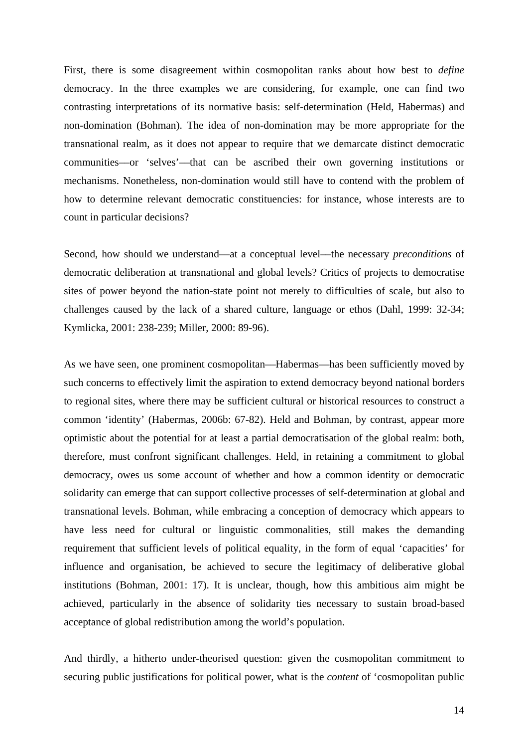First, there is some disagreement within cosmopolitan ranks about how best to *define* democracy. In the three examples we are considering, for example, one can find two contrasting interpretations of its normative basis: self-determination (Held, Habermas) and non-domination (Bohman). The idea of non-domination may be more appropriate for the transnational realm, as it does not appear to require that we demarcate distinct democratic communities—or 'selves'—that can be ascribed their own governing institutions or mechanisms. Nonetheless, non-domination would still have to contend with the problem of how to determine relevant democratic constituencies: for instance, whose interests are to count in particular decisions?

Second, how should we understand—at a conceptual level—the necessary *preconditions* of democratic deliberation at transnational and global levels? Critics of projects to democratise sites of power beyond the nation-state point not merely to difficulties of scale, but also to challenges caused by the lack of a shared culture, language or ethos (Dahl, 1999: 32-34; Kymlicka, 2001: 238-239; Miller, 2000: 89-96).

As we have seen, one prominent cosmopolitan—Habermas—has been sufficiently moved by such concerns to effectively limit the aspiration to extend democracy beyond national borders to regional sites, where there may be sufficient cultural or historical resources to construct a common 'identity' (Habermas, 2006b: 67-82). Held and Bohman, by contrast, appear more optimistic about the potential for at least a partial democratisation of the global realm: both, therefore, must confront significant challenges. Held, in retaining a commitment to global democracy, owes us some account of whether and how a common identity or democratic solidarity can emerge that can support collective processes of self-determination at global and transnational levels. Bohman, while embracing a conception of democracy which appears to have less need for cultural or linguistic commonalities, still makes the demanding requirement that sufficient levels of political equality, in the form of equal 'capacities' for influence and organisation, be achieved to secure the legitimacy of deliberative global institutions (Bohman, 2001: 17). It is unclear, though, how this ambitious aim might be achieved, particularly in the absence of solidarity ties necessary to sustain broad-based acceptance of global redistribution among the world's population.

And thirdly, a hitherto under-theorised question: given the cosmopolitan commitment to securing public justifications for political power, what is the *content* of 'cosmopolitan public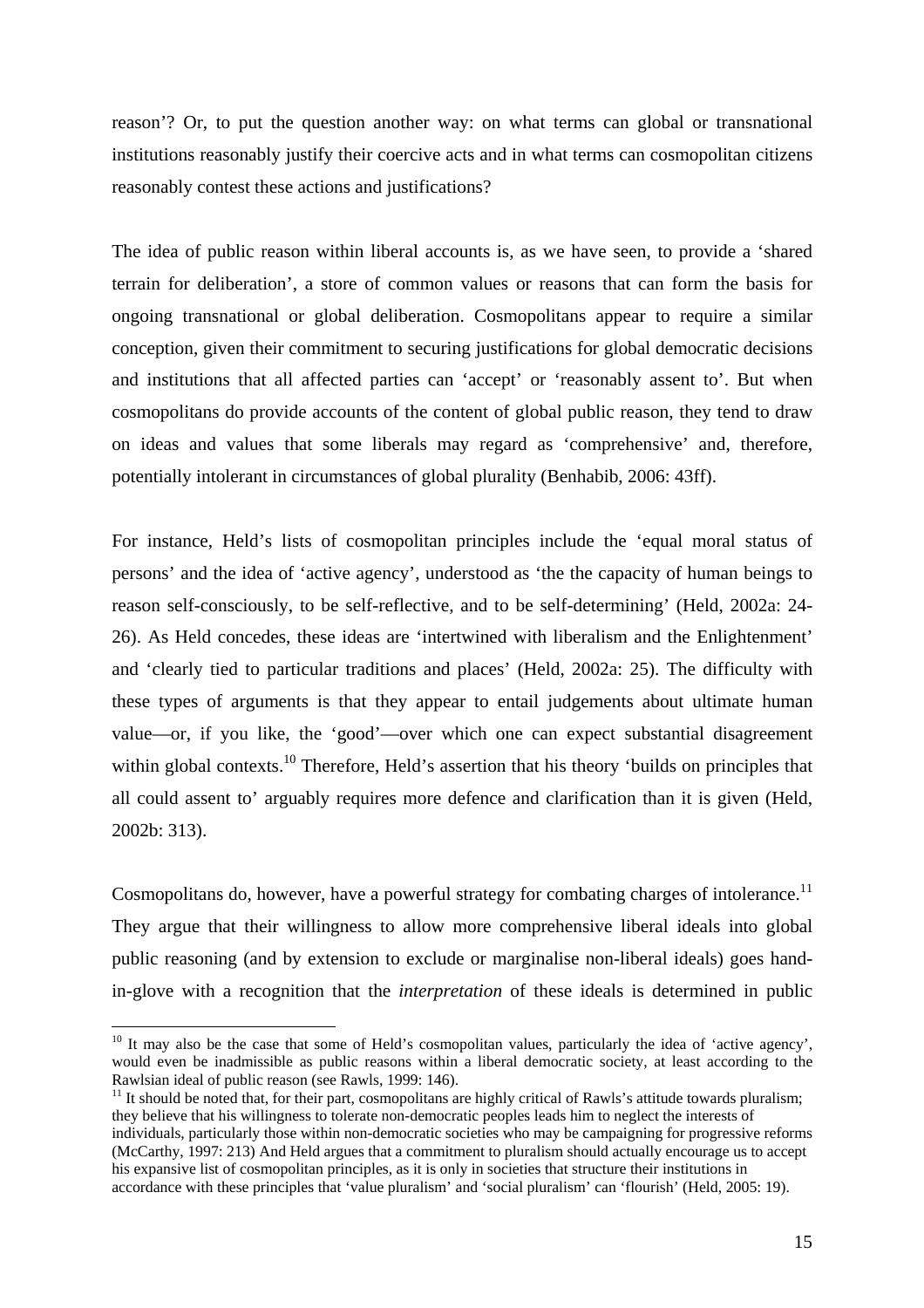reason'? Or, to put the question another way: on what terms can global or transnational institutions reasonably justify their coercive acts and in what terms can cosmopolitan citizens reasonably contest these actions and justifications?

The idea of public reason within liberal accounts is, as we have seen, to provide a 'shared terrain for deliberation', a store of common values or reasons that can form the basis for ongoing transnational or global deliberation. Cosmopolitans appear to require a similar conception, given their commitment to securing justifications for global democratic decisions and institutions that all affected parties can 'accept' or 'reasonably assent to'. But when cosmopolitans do provide accounts of the content of global public reason, they tend to draw on ideas and values that some liberals may regard as 'comprehensive' and, therefore, potentially intolerant in circumstances of global plurality (Benhabib, 2006: 43ff).

For instance, Held's lists of cosmopolitan principles include the 'equal moral status of persons' and the idea of 'active agency', understood as 'the the capacity of human beings to reason self-consciously, to be self-reflective, and to be self-determining' (Held, 2002a: 24-26). As Held concedes, these ideas are 'intertwined with liberalism and the Enlightenment' and 'clearly tied to particular traditions and places' (Held, 2002a: 25). The difficulty with these types of arguments is that they appear to entail judgements about ultimate human value—or, if you like, the 'good'—over which one can expect substantial disagreement within global contexts.[10] Therefore, Held's assertion that his theory 'builds on principles that all could assent to' arguably requires more defence and clarification than it is given (Held, 2002b: 313).

Cosmopolitans do, however, have a powerful strategy for combating charges of intolerance.[11] They argue that their willingness to allow more comprehensive liberal ideals into global public reasoning (and by extension to exclude or marginalise non-liberal ideals) goes hand-in-glove with a recognition that the *interpretation* of these ideals is determined in public

---

[10] It may also be the case that some of Held's cosmopolitan values, particularly the idea of 'active agency', would even be inadmissible as public reasons within a liberal democratic society, at least according to the Rawlsian ideal of public reason (see Rawls, 1999: 146).

[11] It should be noted that, for their part, cosmopolitans are highly critical of Rawls's attitude towards pluralism; they believe that his willingness to tolerate non-democratic peoples leads him to neglect the interests of individuals, particularly those within non-democratic societies who may be campaigning for progressive reforms (McCarthy, 1997: 213) And Held argues that a commitment to pluralism should actually encourage us to accept his expansive list of cosmopolitan principles, as it is only in societies that structure their institutions in accordance with these principles that 'value pluralism' and 'social pluralism' can 'flourish' (Held, 2005: 19).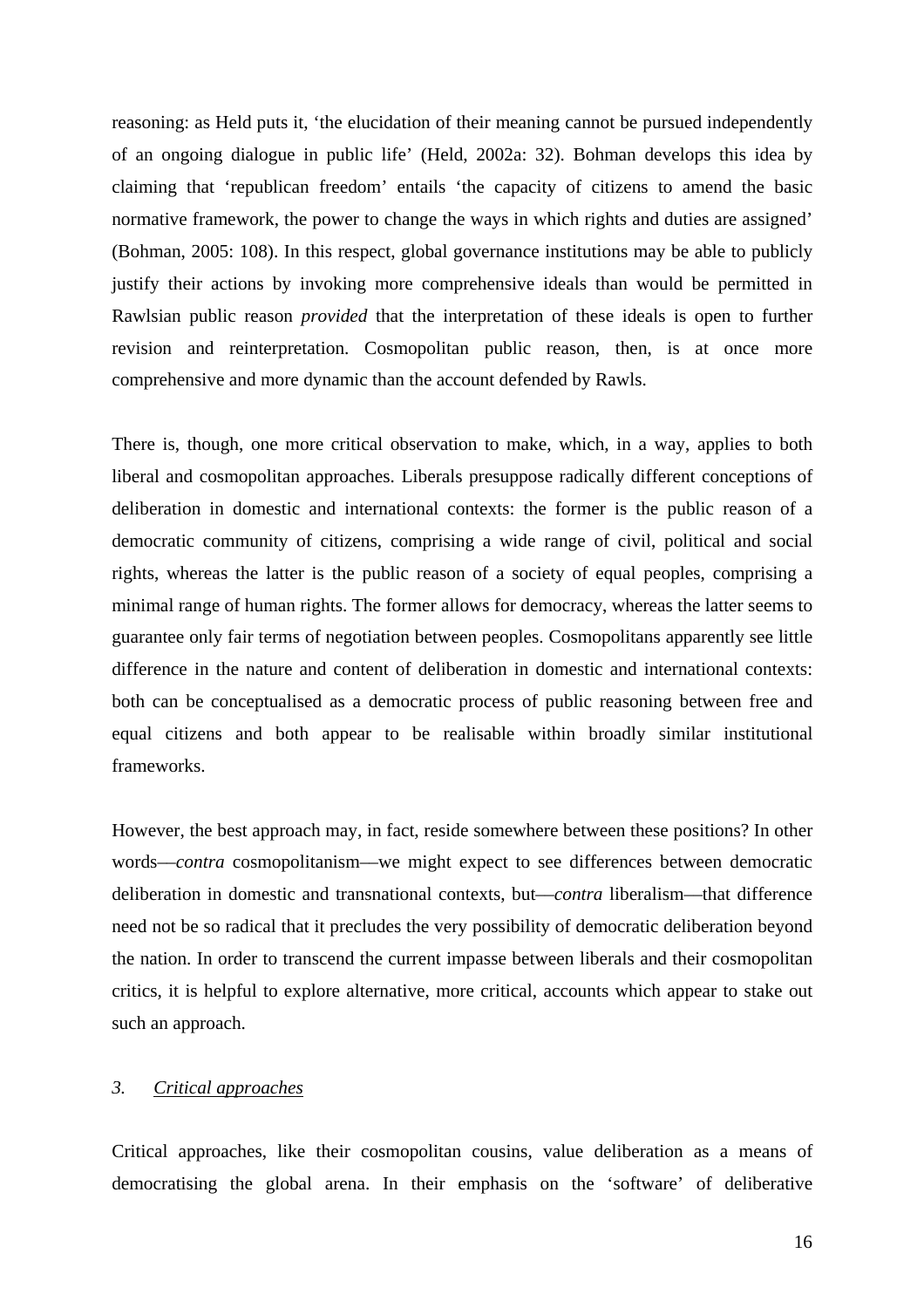reasoning: as Held puts it, 'the elucidation of their meaning cannot be pursued independently of an ongoing dialogue in public life' (Held, 2002a: 32). Bohman develops this idea by claiming that 'republican freedom' entails 'the capacity of citizens to amend the basic normative framework, the power to change the ways in which rights and duties are assigned' (Bohman, 2005: 108). In this respect, global governance institutions may be able to publicly justify their actions by invoking more comprehensive ideals than would be permitted in Rawlsian public reason *provided* that the interpretation of these ideals is open to further revision and reinterpretation. Cosmopolitan public reason, then, is at once more comprehensive and more dynamic than the account defended by Rawls.

There is, though, one more critical observation to make, which, in a way, applies to both liberal and cosmopolitan approaches. Liberals presuppose radically different conceptions of deliberation in domestic and international contexts: the former is the public reason of a democratic community of citizens, comprising a wide range of civil, political and social rights, whereas the latter is the public reason of a society of equal peoples, comprising a minimal range of human rights. The former allows for democracy, whereas the latter seems to guarantee only fair terms of negotiation between peoples. Cosmopolitans apparently see little difference in the nature and content of deliberation in domestic and international contexts: both can be conceptualised as a democratic process of public reasoning between free and equal citizens and both appear to be realisable within broadly similar institutional frameworks.

However, the best approach may, in fact, reside somewhere between these positions? In other words—*contra* cosmopolitanism—we might expect to see differences between democratic deliberation in domestic and transnational contexts, but—*contra* liberalism—that difference need not be so radical that it precludes the very possibility of democratic deliberation beyond the nation. In order to transcend the current impasse between liberals and their cosmopolitan critics, it is helpful to explore alternative, more critical, accounts which appear to stake out such an approach.

### *3. Critical approaches*

Critical approaches, like their cosmopolitan cousins, value deliberation as a means of democratising the global arena. In their emphasis on the 'software' of deliberative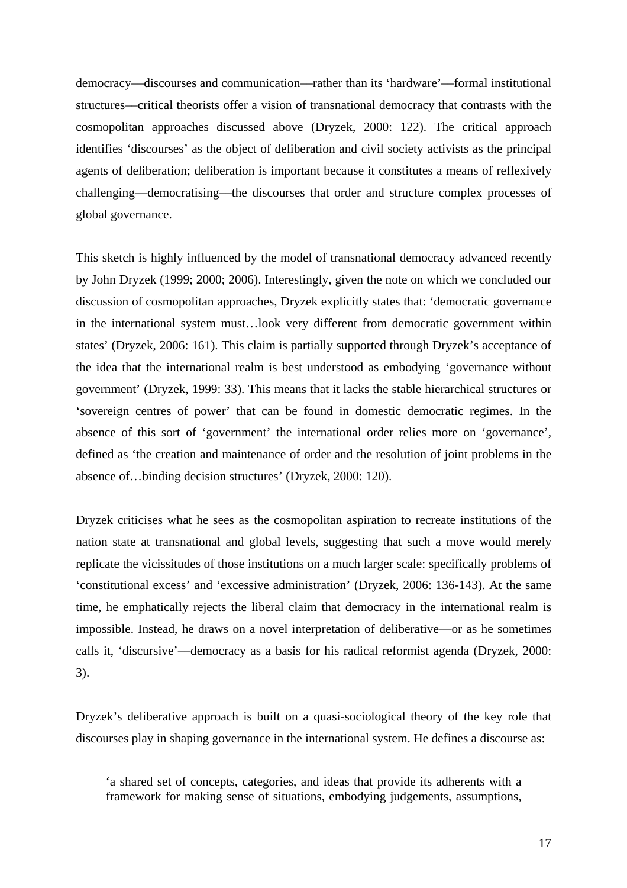democracy—discourses and communication—rather than its 'hardware'—formal institutional structures—critical theorists offer a vision of transnational democracy that contrasts with the cosmopolitan approaches discussed above (Dryzek, 2000: 122). The critical approach identifies 'discourses' as the object of deliberation and civil society activists as the principal agents of deliberation; deliberation is important because it constitutes a means of reflexively challenging—democratising—the discourses that order and structure complex processes of global governance.

This sketch is highly influenced by the model of transnational democracy advanced recently by John Dryzek (1999; 2000; 2006). Interestingly, given the note on which we concluded our discussion of cosmopolitan approaches, Dryzek explicitly states that: 'democratic governance in the international system must…look very different from democratic government within states' (Dryzek, 2006: 161). This claim is partially supported through Dryzek's acceptance of the idea that the international realm is best understood as embodying 'governance without government' (Dryzek, 1999: 33). This means that it lacks the stable hierarchical structures or 'sovereign centres of power' that can be found in domestic democratic regimes. In the absence of this sort of 'government' the international order relies more on 'governance', defined as 'the creation and maintenance of order and the resolution of joint problems in the absence of…binding decision structures' (Dryzek, 2000: 120).

Dryzek criticises what he sees as the cosmopolitan aspiration to recreate institutions of the nation state at transnational and global levels, suggesting that such a move would merely replicate the vicissitudes of those institutions on a much larger scale: specifically problems of 'constitutional excess' and 'excessive administration' (Dryzek, 2006: 136-143). At the same time, he emphatically rejects the liberal claim that democracy in the international realm is impossible. Instead, he draws on a novel interpretation of deliberative—or as he sometimes calls it, 'discursive'—democracy as a basis for his radical reformist agenda (Dryzek, 2000: 3).

Dryzek's deliberative approach is built on a quasi-sociological theory of the key role that discourses play in shaping governance in the international system. He defines a discourse as:

> 'a shared set of concepts, categories, and ideas that provide its adherents with a framework for making sense of situations, embodying judgements, assumptions,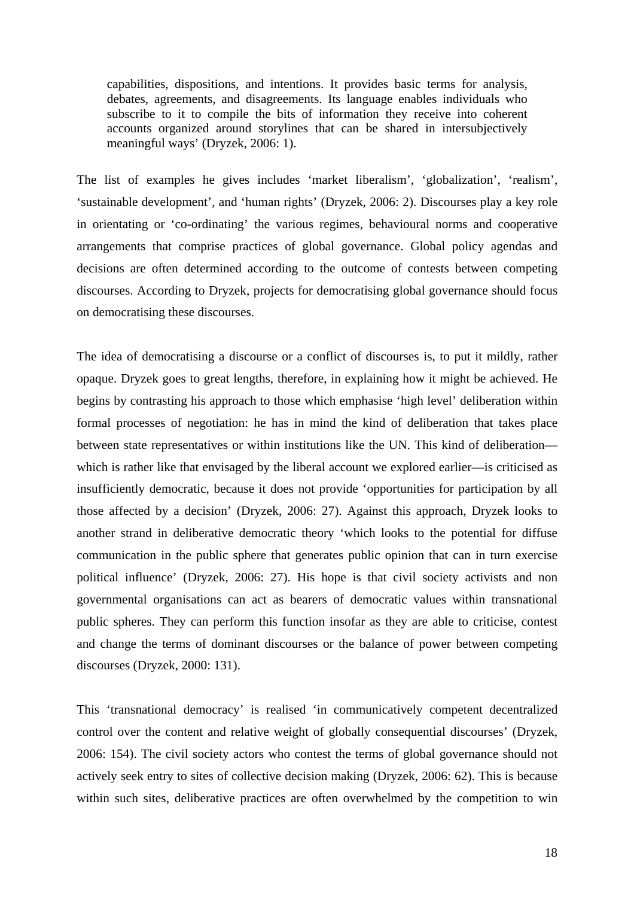> capabilities, dispositions, and intentions. It provides basic terms for analysis, debates, agreements, and disagreements. Its language enables individuals who subscribe to it to compile the bits of information they receive into coherent accounts organized around storylines that can be shared in intersubjectively meaningful ways' (Dryzek, 2006: 1).

The list of examples he gives includes 'market liberalism', 'globalization', 'realism', 'sustainable development', and 'human rights' (Dryzek, 2006: 2). Discourses play a key role in orientating or 'co-ordinating' the various regimes, behavioural norms and cooperative arrangements that comprise practices of global governance. Global policy agendas and decisions are often determined according to the outcome of contests between competing discourses. According to Dryzek, projects for democratising global governance should focus on democratising these discourses.

The idea of democratising a discourse or a conflict of discourses is, to put it mildly, rather opaque. Dryzek goes to great lengths, therefore, in explaining how it might be achieved. He begins by contrasting his approach to those which emphasise 'high level' deliberation within formal processes of negotiation: he has in mind the kind of deliberation that takes place between state representatives or within institutions like the UN. This kind of deliberation—which is rather like that envisaged by the liberal account we explored earlier—is criticised as insufficiently democratic, because it does not provide 'opportunities for participation by all those affected by a decision' (Dryzek, 2006: 27). Against this approach, Dryzek looks to another strand in deliberative democratic theory 'which looks to the potential for diffuse communication in the public sphere that generates public opinion that can in turn exercise political influence' (Dryzek, 2006: 27). His hope is that civil society activists and non governmental organisations can act as bearers of democratic values within transnational public spheres. They can perform this function insofar as they are able to criticise, contest and change the terms of dominant discourses or the balance of power between competing discourses (Dryzek, 2000: 131).

This 'transnational democracy' is realised 'in communicatively competent decentralized control over the content and relative weight of globally consequential discourses' (Dryzek, 2006: 154). The civil society actors who contest the terms of global governance should not actively seek entry to sites of collective decision making (Dryzek, 2006: 62). This is because within such sites, deliberative practices are often overwhelmed by the competition to win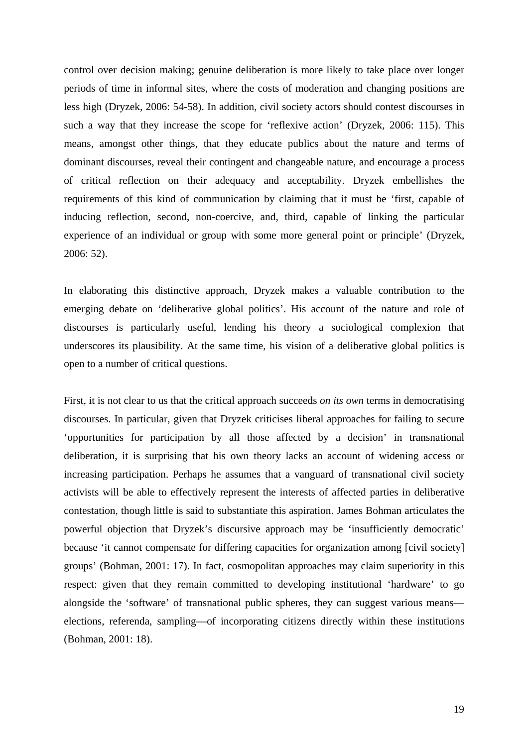control over decision making; genuine deliberation is more likely to take place over longer periods of time in informal sites, where the costs of moderation and changing positions are less high (Dryzek, 2006: 54-58). In addition, civil society actors should contest discourses in such a way that they increase the scope for 'reflexive action' (Dryzek, 2006: 115). This means, amongst other things, that they educate publics about the nature and terms of dominant discourses, reveal their contingent and changeable nature, and encourage a process of critical reflection on their adequacy and acceptability. Dryzek embellishes the requirements of this kind of communication by claiming that it must be 'first, capable of inducing reflection, second, non-coercive, and, third, capable of linking the particular experience of an individual or group with some more general point or principle' (Dryzek, 2006: 52).

In elaborating this distinctive approach, Dryzek makes a valuable contribution to the emerging debate on 'deliberative global politics'. His account of the nature and role of discourses is particularly useful, lending his theory a sociological complexion that underscores its plausibility. At the same time, his vision of a deliberative global politics is open to a number of critical questions.

First, it is not clear to us that the critical approach succeeds *on its own* terms in democratising discourses. In particular, given that Dryzek criticises liberal approaches for failing to secure 'opportunities for participation by all those affected by a decision' in transnational deliberation, it is surprising that his own theory lacks an account of widening access or increasing participation. Perhaps he assumes that a vanguard of transnational civil society activists will be able to effectively represent the interests of affected parties in deliberative contestation, though little is said to substantiate this aspiration. James Bohman articulates the powerful objection that Dryzek's discursive approach may be 'insufficiently democratic' because 'it cannot compensate for differing capacities for organization among [civil society] groups' (Bohman, 2001: 17). In fact, cosmopolitan approaches may claim superiority in this respect: given that they remain committed to developing institutional 'hardware' to go alongside the 'software' of transnational public spheres, they can suggest various means—elections, referenda, sampling—of incorporating citizens directly within these institutions (Bohman, 2001: 18).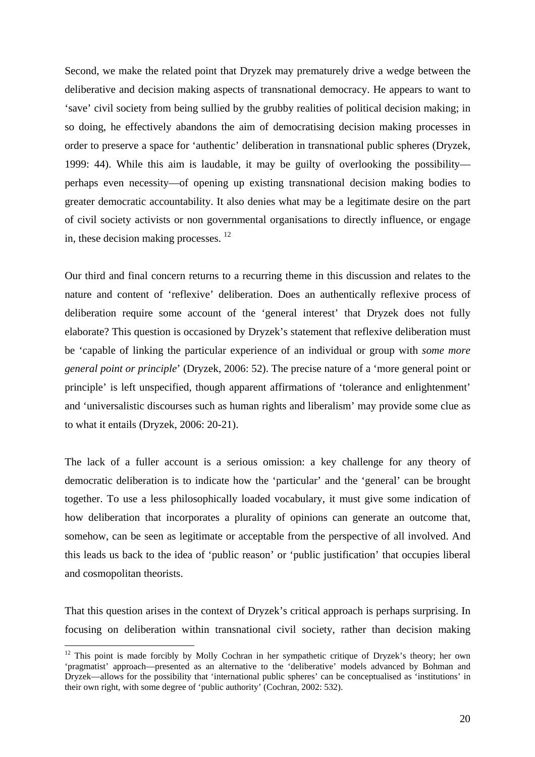Second, we make the related point that Dryzek may prematurely drive a wedge between the deliberative and decision making aspects of transnational democracy. He appears to want to 'save' civil society from being sullied by the grubby realities of political decision making; in so doing, he effectively abandons the aim of democratising decision making processes in order to preserve a space for 'authentic' deliberation in transnational public spheres (Dryzek, 1999: 44). While this aim is laudable, it may be guilty of overlooking the possibility—perhaps even necessity—of opening up existing transnational decision making bodies to greater democratic accountability. It also denies what may be a legitimate desire on the part of civil society activists or non governmental organisations to directly influence, or engage in, these decision making processes. [12]

Our third and final concern returns to a recurring theme in this discussion and relates to the nature and content of 'reflexive' deliberation. Does an authentically reflexive process of deliberation require some account of the 'general interest' that Dryzek does not fully elaborate? This question is occasioned by Dryzek's statement that reflexive deliberation must be 'capable of linking the particular experience of an individual or group with *some more general point or principle*' (Dryzek, 2006: 52). The precise nature of a 'more general point or principle' is left unspecified, though apparent affirmations of 'tolerance and enlightenment' and 'universalistic discourses such as human rights and liberalism' may provide some clue as to what it entails (Dryzek, 2006: 20-21).

The lack of a fuller account is a serious omission: a key challenge for any theory of democratic deliberation is to indicate how the 'particular' and the 'general' can be brought together. To use a less philosophically loaded vocabulary, it must give some indication of how deliberation that incorporates a plurality of opinions can generate an outcome that, somehow, can be seen as legitimate or acceptable from the perspective of all involved. And this leads us back to the idea of 'public reason' or 'public justification' that occupies liberal and cosmopolitan theorists.

That this question arises in the context of Dryzek's critical approach is perhaps surprising. In focusing on deliberation within transnational civil society, rather than decision making

[12] This point is made forcibly by Molly Cochran in her sympathetic critique of Dryzek's theory; her own 'pragmatist' approach—presented as an alternative to the 'deliberative' models advanced by Bohman and Dryzek—allows for the possibility that 'international public spheres' can be conceptualised as 'institutions' in their own right, with some degree of 'public authority' (Cochran, 2002: 532).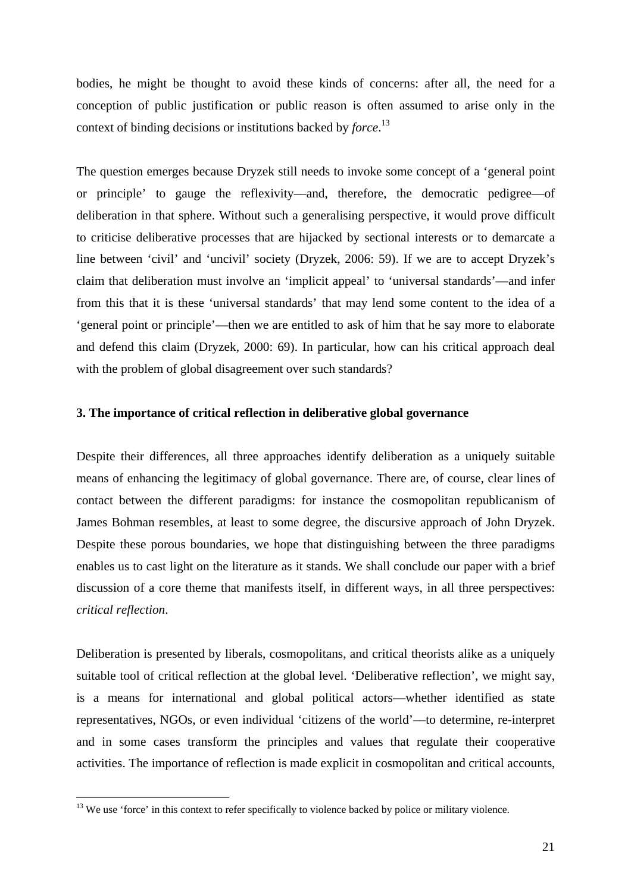bodies, he might be thought to avoid these kinds of concerns: after all, the need for a conception of public justification or public reason is often assumed to arise only in the context of binding decisions or institutions backed by *force*.[13]

The question emerges because Dryzek still needs to invoke some concept of a 'general point or principle' to gauge the reflexivity—and, therefore, the democratic pedigree—of deliberation in that sphere. Without such a generalising perspective, it would prove difficult to criticise deliberative processes that are hijacked by sectional interests or to demarcate a line between 'civil' and 'uncivil' society (Dryzek, 2006: 59). If we are to accept Dryzek's claim that deliberation must involve an 'implicit appeal' to 'universal standards'—and infer from this that it is these 'universal standards' that may lend some content to the idea of a 'general point or principle'—then we are entitled to ask of him that he say more to elaborate and defend this claim (Dryzek, 2000: 69). In particular, how can his critical approach deal with the problem of global disagreement over such standards?

### 3. The importance of critical reflection in deliberative global governance

Despite their differences, all three approaches identify deliberation as a uniquely suitable means of enhancing the legitimacy of global governance. There are, of course, clear lines of contact between the different paradigms: for instance the cosmopolitan republicanism of James Bohman resembles, at least to some degree, the discursive approach of John Dryzek. Despite these porous boundaries, we hope that distinguishing between the three paradigms enables us to cast light on the literature as it stands. We shall conclude our paper with a brief discussion of a core theme that manifests itself, in different ways, in all three perspectives: *critical reflection*.

Deliberation is presented by liberals, cosmopolitans, and critical theorists alike as a uniquely suitable tool of critical reflection at the global level. 'Deliberative reflection', we might say, is a means for international and global political actors—whether identified as state representatives, NGOs, or even individual 'citizens of the world'—to determine, re-interpret and in some cases transform the principles and values that regulate their cooperative activities. The importance of reflection is made explicit in cosmopolitan and critical accounts,

[13] We use 'force' in this context to refer specifically to violence backed by police or military violence.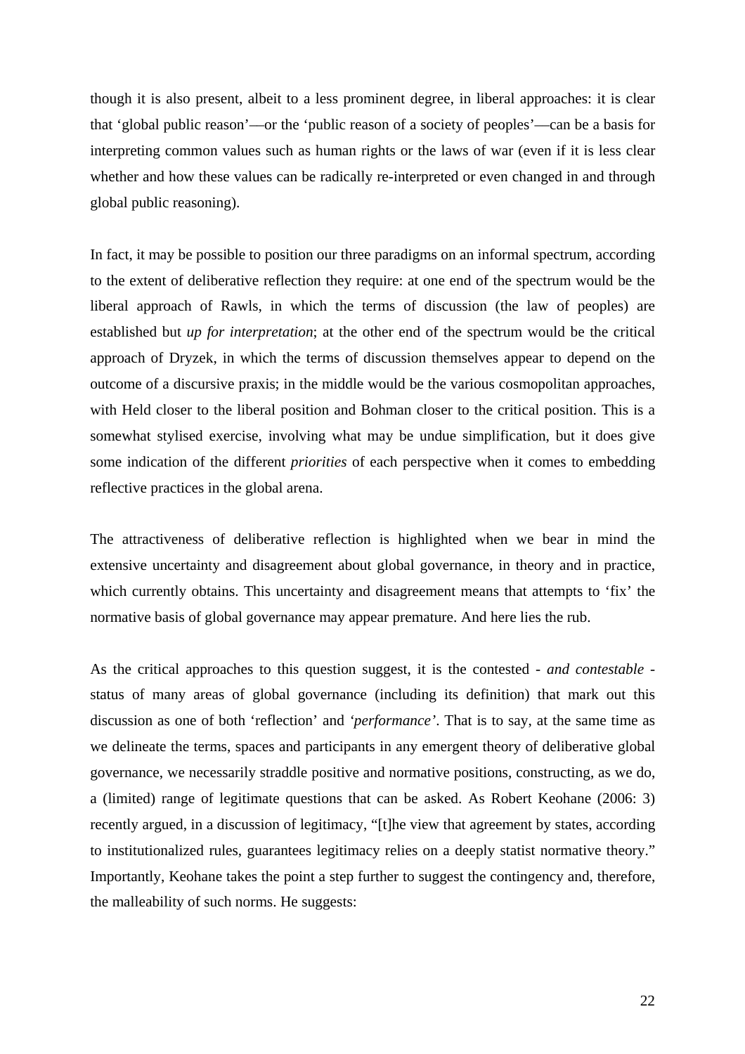though it is also present, albeit to a less prominent degree, in liberal approaches: it is clear that 'global public reason'—or the 'public reason of a society of peoples'—can be a basis for interpreting common values such as human rights or the laws of war (even if it is less clear whether and how these values can be radically re-interpreted or even changed in and through global public reasoning).

In fact, it may be possible to position our three paradigms on an informal spectrum, according to the extent of deliberative reflection they require: at one end of the spectrum would be the liberal approach of Rawls, in which the terms of discussion (the law of peoples) are established but *up for interpretation*; at the other end of the spectrum would be the critical approach of Dryzek, in which the terms of discussion themselves appear to depend on the outcome of a discursive praxis; in the middle would be the various cosmopolitan approaches, with Held closer to the liberal position and Bohman closer to the critical position. This is a somewhat stylised exercise, involving what may be undue simplification, but it does give some indication of the different *priorities* of each perspective when it comes to embedding reflective practices in the global arena.

The attractiveness of deliberative reflection is highlighted when we bear in mind the extensive uncertainty and disagreement about global governance, in theory and in practice, which currently obtains. This uncertainty and disagreement means that attempts to 'fix' the normative basis of global governance may appear premature. And here lies the rub.

As the critical approaches to this question suggest, it is the contested - *and contestable* - status of many areas of global governance (including its definition) that mark out this discussion as one of both 'reflection' and *'performance'*. That is to say, at the same time as we delineate the terms, spaces and participants in any emergent theory of deliberative global governance, we necessarily straddle positive and normative positions, constructing, as we do, a (limited) range of legitimate questions that can be asked. As Robert Keohane (2006: 3) recently argued, in a discussion of legitimacy, "[t]he view that agreement by states, according to institutionalized rules, guarantees legitimacy relies on a deeply statist normative theory." Importantly, Keohane takes the point a step further to suggest the contingency and, therefore, the malleability of such norms. He suggests: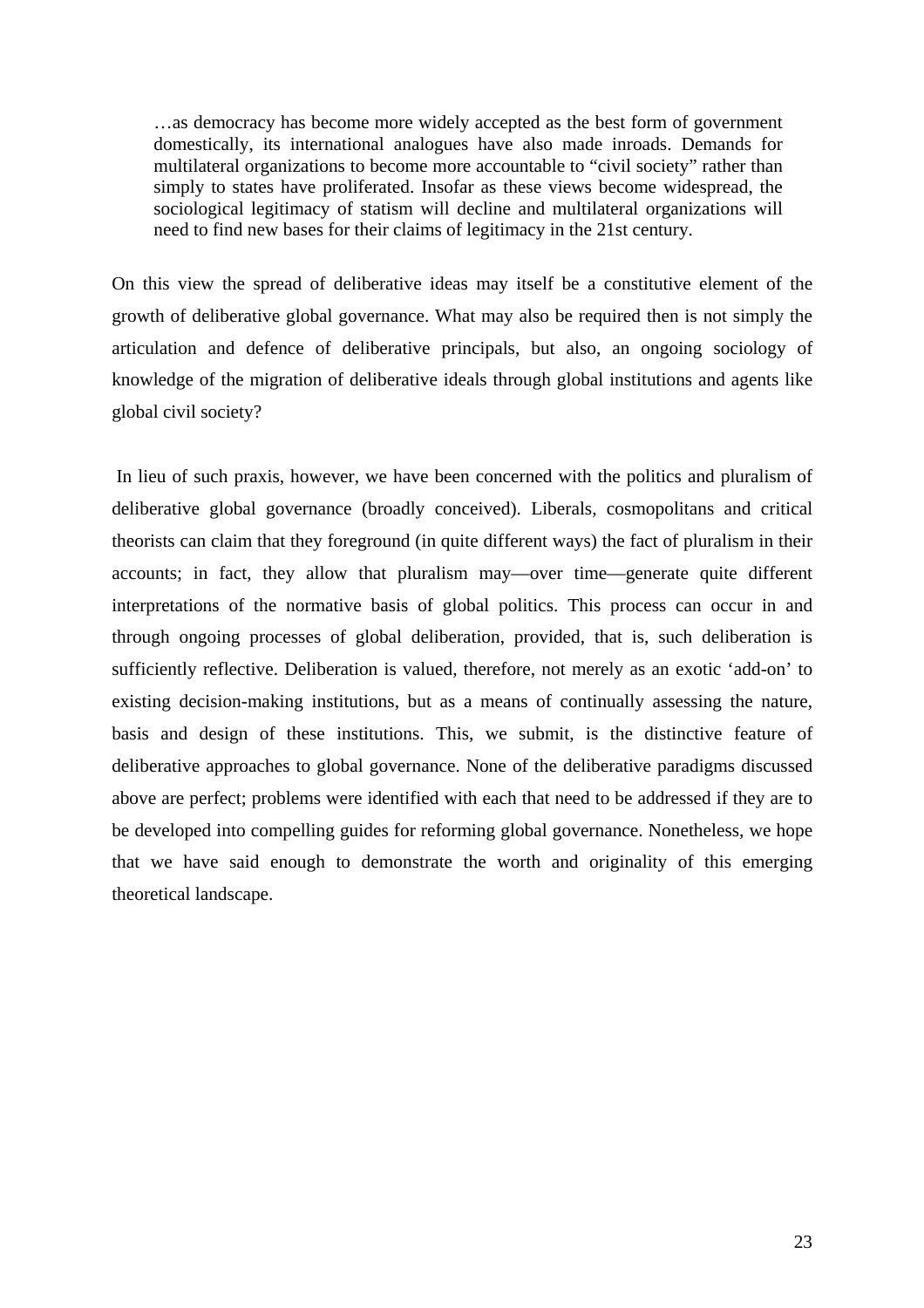> …as democracy has become more widely accepted as the best form of government domestically, its international analogues have also made inroads. Demands for multilateral organizations to become more accountable to "civil society" rather than simply to states have proliferated. Insofar as these views become widespread, the sociological legitimacy of statism will decline and multilateral organizations will need to find new bases for their claims of legitimacy in the 21st century.

On this view the spread of deliberative ideas may itself be a constitutive element of the growth of deliberative global governance. What may also be required then is not simply the articulation and defence of deliberative principals, but also, an ongoing sociology of knowledge of the migration of deliberative ideals through global institutions and agents like global civil society?

In lieu of such praxis, however, we have been concerned with the politics and pluralism of deliberative global governance (broadly conceived). Liberals, cosmopolitans and critical theorists can claim that they foreground (in quite different ways) the fact of pluralism in their accounts; in fact, they allow that pluralism may—over time—generate quite different interpretations of the normative basis of global politics. This process can occur in and through ongoing processes of global deliberation, provided, that is, such deliberation is sufficiently reflective. Deliberation is valued, therefore, not merely as an exotic 'add-on' to existing decision-making institutions, but as a means of continually assessing the nature, basis and design of these institutions. This, we submit, is the distinctive feature of deliberative approaches to global governance. None of the deliberative paradigms discussed above are perfect; problems were identified with each that need to be addressed if they are to be developed into compelling guides for reforming global governance. Nonetheless, we hope that we have said enough to demonstrate the worth and originality of this emerging theoretical landscape.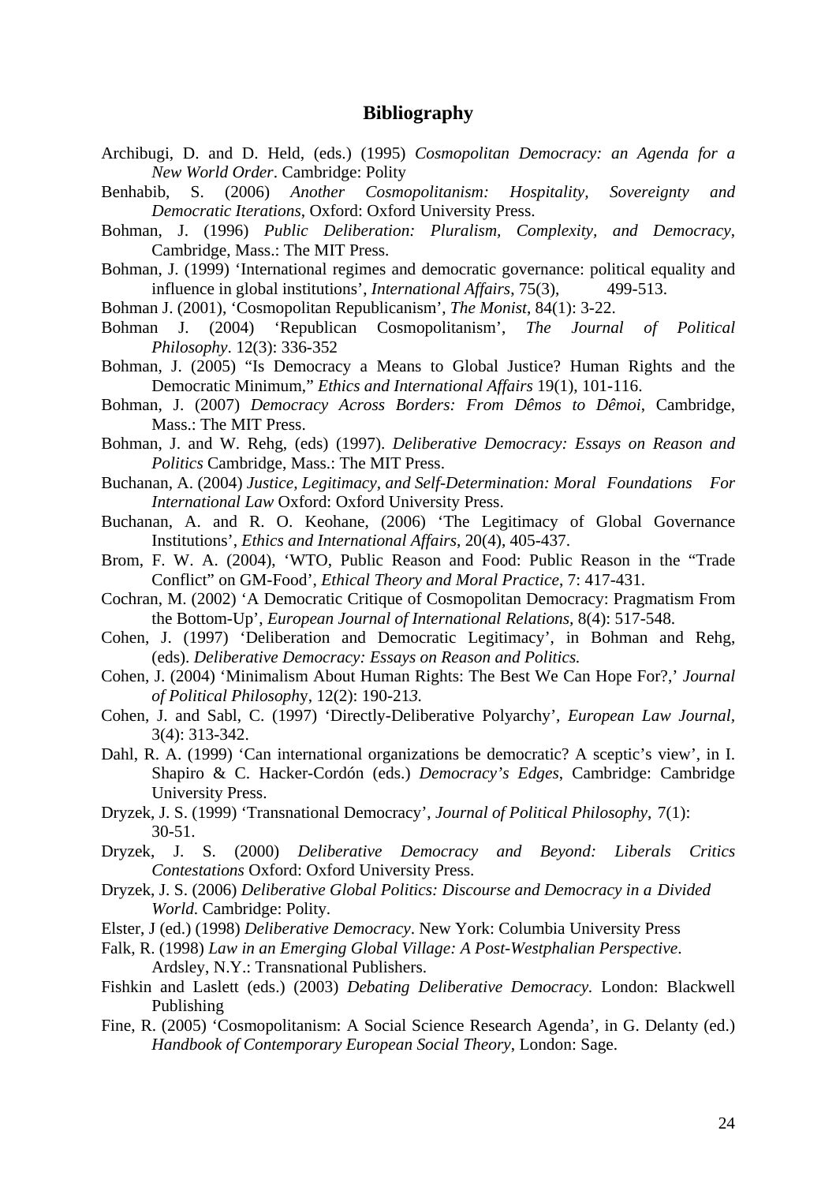# Bibliography

Archibugi, D. and D. Held, (eds.) (1995) *Cosmopolitan Democracy: an Agenda for a New World Order*. Cambridge: Polity

Benhabib, S. (2006) *Another Cosmopolitanism: Hospitality, Sovereignty and Democratic Iterations*, Oxford: Oxford University Press.

Bohman, J. (1996) *Public Deliberation: Pluralism, Complexity, and Democracy*, Cambridge, Mass.: The MIT Press.

Bohman, J. (1999) 'International regimes and democratic governance: political equality and influence in global institutions', *International Affairs*, 75(3), 499-513.

Bohman J. (2001), 'Cosmopolitan Republicanism', *The Monist*, 84(1): 3-22.

Bohman J. (2004) 'Republican Cosmopolitanism', *The Journal of Political Philosophy*. 12(3): 336-352

Bohman, J. (2005) "Is Democracy a Means to Global Justice? Human Rights and the Democratic Minimum," *Ethics and International Affairs* 19(1), 101-116.

Bohman, J. (2007) *Democracy Across Borders: From Dêmos to Dêmoi*, Cambridge, Mass.: The MIT Press.

Bohman, J. and W. Rehg, (eds) (1997). *Deliberative Democracy: Essays on Reason and Politics* Cambridge, Mass.: The MIT Press.

Buchanan, A. (2004) *Justice, Legitimacy, and Self-Determination: Moral Foundations For International Law* Oxford: Oxford University Press.

Buchanan, A. and R. O. Keohane, (2006) 'The Legitimacy of Global Governance Institutions', *Ethics and International Affairs*, 20(4), 405-437.

Brom, F. W. A. (2004), 'WTO, Public Reason and Food: Public Reason in the "Trade Conflict" on GM-Food', *Ethical Theory and Moral Practice*, 7: 417-431.

Cochran, M. (2002) 'A Democratic Critique of Cosmopolitan Democracy: Pragmatism From the Bottom-Up', *European Journal of International Relations*, 8(4): 517-548.

Cohen, J. (1997) 'Deliberation and Democratic Legitimacy', in Bohman and Rehg, (eds). *Deliberative Democracy: Essays on Reason and Politics.*

Cohen, J. (2004) 'Minimalism About Human Rights: The Best We Can Hope For?,' *Journal of Political Philosophy*, 12(2): 190-213.

Cohen, J. and Sabl, C. (1997) 'Directly-Deliberative Polyarchy', *European Law Journal*, 3(4): 313-342.

Dahl, R. A. (1999) 'Can international organizations be democratic? A sceptic's view', in I. Shapiro & C. Hacker-Cordón (eds.) *Democracy's Edges*, Cambridge: Cambridge University Press.

Dryzek, J. S. (1999) 'Transnational Democracy', *Journal of Political Philosophy*, 7(1): 30-51.

Dryzek, J. S. (2000) *Deliberative Democracy and Beyond: Liberals Critics Contestations* Oxford: Oxford University Press.

Dryzek, J. S. (2006) *Deliberative Global Politics: Discourse and Democracy in a Divided World*. Cambridge: Polity.

Elster, J (ed.) (1998) *Deliberative Democracy*. New York: Columbia University Press

Falk, R. (1998) *Law in an Emerging Global Village: A Post-Westphalian Perspective*. Ardsley, N.Y.: Transnational Publishers.

Fishkin and Laslett (eds.) (2003) *Debating Deliberative Democracy*. London: Blackwell Publishing

Fine, R. (2005) 'Cosmopolitanism: A Social Science Research Agenda', in G. Delanty (ed.) *Handbook of Contemporary European Social Theory*, London: Sage.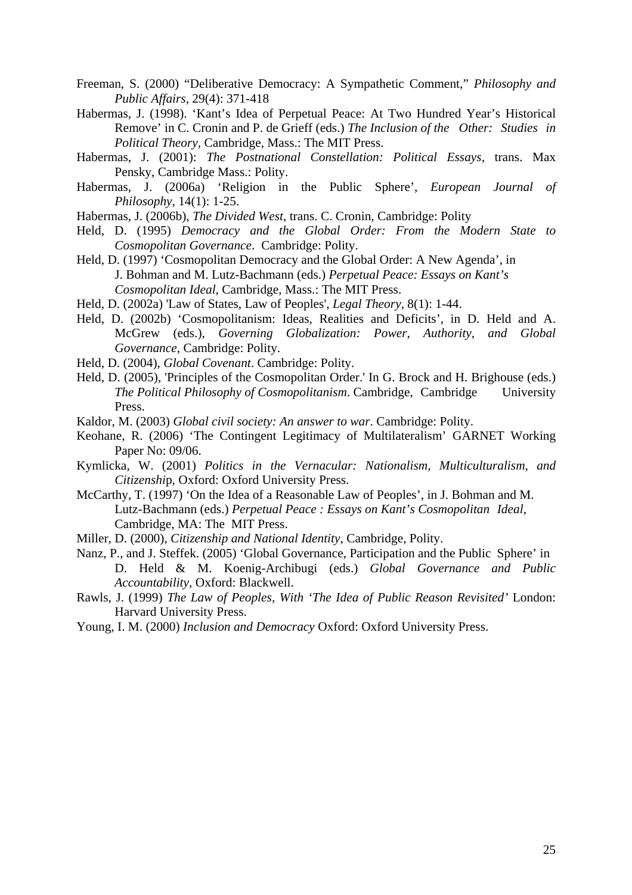Freeman, S. (2000) "Deliberative Democracy: A Sympathetic Comment," *Philosophy and Public Affairs*, 29(4): 371-418

Habermas, J. (1998). 'Kant's Idea of Perpetual Peace: At Two Hundred Year's Historical Remove' in C. Cronin and P. de Grieff (eds.) *The Inclusion of the Other: Studies in Political Theory*, Cambridge, Mass.: The MIT Press.

Habermas, J. (2001): *The Postnational Constellation: Political Essays*, trans. Max Pensky, Cambridge Mass.: Polity.

Habermas, J. (2006a) 'Religion in the Public Sphere', *European Journal of Philosophy*, 14(1): 1-25.

Habermas, J. (2006b), *The Divided West*, trans. C. Cronin, Cambridge: Polity

Held, D. (1995) *Democracy and the Global Order: From the Modern State to Cosmopolitan Governance*. Cambridge: Polity.

Held, D. (1997) 'Cosmopolitan Democracy and the Global Order: A New Agenda', in J. Bohman and M. Lutz-Bachmann (eds.) *Perpetual Peace: Essays on Kant's Cosmopolitan Ideal*, Cambridge, Mass.: The MIT Press.

Held, D. (2002a) 'Law of States, Law of Peoples', *Legal Theory*, 8(1): 1-44.

Held, D. (2002b) 'Cosmopolitanism: Ideas, Realities and Deficits', in D. Held and A. McGrew (eds.), *Governing Globalization: Power, Authority, and Global Governance*, Cambridge: Polity.

Held, D. (2004), *Global Covenant*. Cambridge: Polity.

Held, D. (2005), 'Principles of the Cosmopolitan Order.' In G. Brock and H. Brighouse (eds.) *The Political Philosophy of Cosmopolitanism*. Cambridge, Cambridge University Press.

Kaldor, M. (2003) *Global civil society: An answer to war*. Cambridge: Polity.

Keohane, R. (2006) 'The Contingent Legitimacy of Multilateralism' GARNET Working Paper No: 09/06.

Kymlicka, W. (2001) *Politics in the Vernacular: Nationalism, Multiculturalism, and Citizenship*, Oxford: Oxford University Press.

McCarthy, T. (1997) 'On the Idea of a Reasonable Law of Peoples', in J. Bohman and M. Lutz-Bachmann (eds.) *Perpetual Peace : Essays on Kant's Cosmopolitan Ideal*, Cambridge, MA: The MIT Press.

Miller, D. (2000), *Citizenship and National Identity*, Cambridge, Polity.

Nanz, P., and J. Steffek. (2005) 'Global Governance, Participation and the Public Sphere' in D. Held & M. Koenig-Archibugi (eds.) *Global Governance and Public Accountability*, Oxford: Blackwell.

Rawls, J. (1999) *The Law of Peoples, With 'The Idea of Public Reason Revisited'* London: Harvard University Press.

Young, I. M. (2000) *Inclusion and Democracy* Oxford: Oxford University Press.